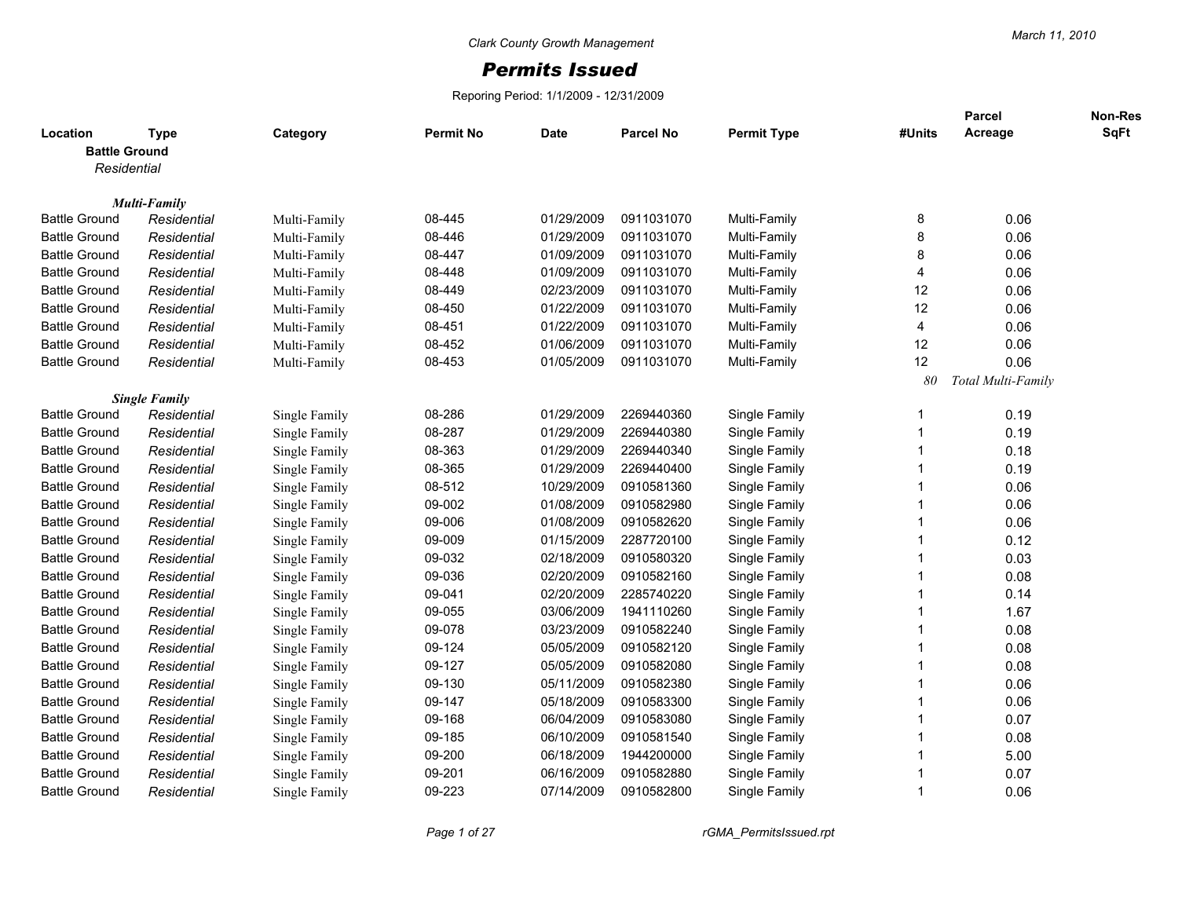Clark County Growth Management

# *Permits Issued*

Reporing Period: 1/1/2009 - 12/31/2009

March 11, 2010

| Location | Type | Category | Permit No | Date | Parcel No | Permit Type | #Units | Parcel Acreage | Non-Res SqFt |
|---|---|---|---|---|---|---|---|---|---|
| **Battle Ground** | | | | | | | | | |
| *Residential* | | | | | | | | | |
| ***Multi-Family*** | | | | | | | | | |
| Battle Ground | *Residential* | Multi-Family | 08-445 | 01/29/2009 | 0911031070 | Multi-Family | 8 | 0.06 | |
| Battle Ground | *Residential* | Multi-Family | 08-446 | 01/29/2009 | 0911031070 | Multi-Family | 8 | 0.06 | |
| Battle Ground | *Residential* | Multi-Family | 08-447 | 01/09/2009 | 0911031070 | Multi-Family | 8 | 0.06 | |
| Battle Ground | *Residential* | Multi-Family | 08-448 | 01/09/2009 | 0911031070 | Multi-Family | 4 | 0.06 | |
| Battle Ground | *Residential* | Multi-Family | 08-449 | 02/23/2009 | 0911031070 | Multi-Family | 12 | 0.06 | |
| Battle Ground | *Residential* | Multi-Family | 08-450 | 01/22/2009 | 0911031070 | Multi-Family | 12 | 0.06 | |
| Battle Ground | *Residential* | Multi-Family | 08-451 | 01/22/2009 | 0911031070 | Multi-Family | 4 | 0.06 | |
| Battle Ground | *Residential* | Multi-Family | 08-452 | 01/06/2009 | 0911031070 | Multi-Family | 12 | 0.06 | |
| Battle Ground | *Residential* | Multi-Family | 08-453 | 01/05/2009 | 0911031070 | Multi-Family | 12 | 0.06 | |
| | | | | | | | *80* | *Total Multi-Family* | |
| ***Single Family*** | | | | | | | | | |
| Battle Ground | *Residential* | Single Family | 08-286 | 01/29/2009 | 2269440360 | Single Family | 1 | 0.19 | |
| Battle Ground | *Residential* | Single Family | 08-287 | 01/29/2009 | 2269440380 | Single Family | 1 | 0.19 | |
| Battle Ground | *Residential* | Single Family | 08-363 | 01/29/2009 | 2269440340 | Single Family | 1 | 0.18 | |
| Battle Ground | *Residential* | Single Family | 08-365 | 01/29/2009 | 2269440400 | Single Family | 1 | 0.19 | |
| Battle Ground | *Residential* | Single Family | 08-512 | 10/29/2009 | 0910581360 | Single Family | 1 | 0.06 | |
| Battle Ground | *Residential* | Single Family | 09-002 | 01/08/2009 | 0910582980 | Single Family | 1 | 0.06 | |
| Battle Ground | *Residential* | Single Family | 09-006 | 01/08/2009 | 0910582620 | Single Family | 1 | 0.06 | |
| Battle Ground | *Residential* | Single Family | 09-009 | 01/15/2009 | 2287720100 | Single Family | 1 | 0.12 | |
| Battle Ground | *Residential* | Single Family | 09-032 | 02/18/2009 | 0910580320 | Single Family | 1 | 0.03 | |
| Battle Ground | *Residential* | Single Family | 09-036 | 02/20/2009 | 0910582160 | Single Family | 1 | 0.08 | |
| Battle Ground | *Residential* | Single Family | 09-041 | 02/20/2009 | 2285740220 | Single Family | 1 | 0.14 | |
| Battle Ground | *Residential* | Single Family | 09-055 | 03/06/2009 | 1941110260 | Single Family | 1 | 1.67 | |
| Battle Ground | *Residential* | Single Family | 09-078 | 03/23/2009 | 0910582240 | Single Family | 1 | 0.08 | |
| Battle Ground | *Residential* | Single Family | 09-124 | 05/05/2009 | 0910582120 | Single Family | 1 | 0.08 | |
| Battle Ground | *Residential* | Single Family | 09-127 | 05/05/2009 | 0910582080 | Single Family | 1 | 0.08 | |
| Battle Ground | *Residential* | Single Family | 09-130 | 05/11/2009 | 0910582380 | Single Family | 1 | 0.06 | |
| Battle Ground | *Residential* | Single Family | 09-147 | 05/18/2009 | 0910583300 | Single Family | 1 | 0.06 | |
| Battle Ground | *Residential* | Single Family | 09-168 | 06/04/2009 | 0910583080 | Single Family | 1 | 0.07 | |
| Battle Ground | *Residential* | Single Family | 09-185 | 06/10/2009 | 0910581540 | Single Family | 1 | 0.08 | |
| Battle Ground | *Residential* | Single Family | 09-200 | 06/18/2009 | 1944200000 | Single Family | 1 | 5.00 | |
| Battle Ground | *Residential* | Single Family | 09-201 | 06/16/2009 | 0910582880 | Single Family | 1 | 0.07 | |
| Battle Ground | *Residential* | Single Family | 09-223 | 07/14/2009 | 0910582800 | Single Family | 1 | 0.06 | |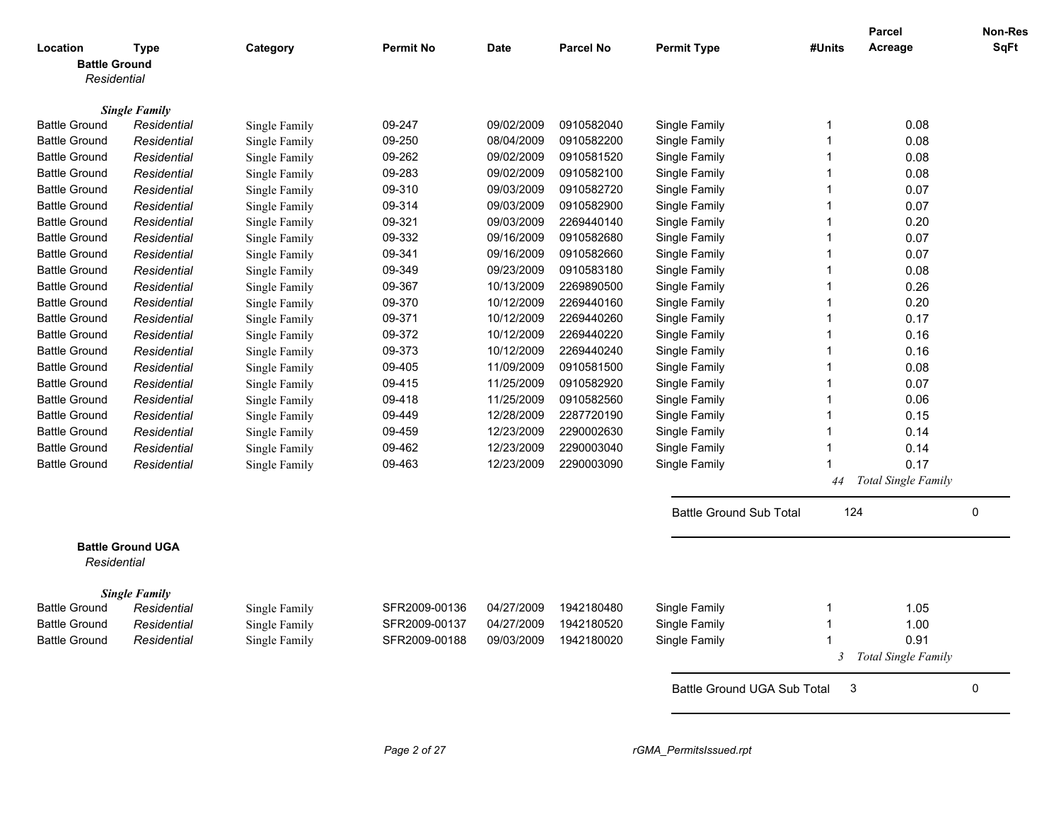| Location | Type | Category | Permit No | Date | Parcel No | Permit Type | #Units | Parcel Acreage | Non-Res SqFt |
|---|---|---|---|---|---|---|---|---|---|
| **Battle Ground** | | | | | | | | | |
| *Residential* | | | | | | | | | |
| ***Single Family*** | | | | | | | | | |
| Battle Ground | *Residential* | Single Family | 09-247 | 09/02/2009 | 0910582040 | Single Family | 1 | 0.08 | |
| Battle Ground | *Residential* | Single Family | 09-250 | 08/04/2009 | 0910582200 | Single Family | 1 | 0.08 | |
| Battle Ground | *Residential* | Single Family | 09-262 | 09/02/2009 | 0910581520 | Single Family | 1 | 0.08 | |
| Battle Ground | *Residential* | Single Family | 09-283 | 09/02/2009 | 0910582100 | Single Family | 1 | 0.08 | |
| Battle Ground | *Residential* | Single Family | 09-310 | 09/03/2009 | 0910582720 | Single Family | 1 | 0.07 | |
| Battle Ground | *Residential* | Single Family | 09-314 | 09/03/2009 | 0910582900 | Single Family | 1 | 0.07 | |
| Battle Ground | *Residential* | Single Family | 09-321 | 09/03/2009 | 2269440140 | Single Family | 1 | 0.20 | |
| Battle Ground | *Residential* | Single Family | 09-332 | 09/16/2009 | 0910582680 | Single Family | 1 | 0.07 | |
| Battle Ground | *Residential* | Single Family | 09-341 | 09/16/2009 | 0910582660 | Single Family | 1 | 0.07 | |
| Battle Ground | *Residential* | Single Family | 09-349 | 09/23/2009 | 0910583180 | Single Family | 1 | 0.08 | |
| Battle Ground | *Residential* | Single Family | 09-367 | 10/13/2009 | 2269890500 | Single Family | 1 | 0.26 | |
| Battle Ground | *Residential* | Single Family | 09-370 | 10/12/2009 | 2269440160 | Single Family | 1 | 0.20 | |
| Battle Ground | *Residential* | Single Family | 09-371 | 10/12/2009 | 2269440260 | Single Family | 1 | 0.17 | |
| Battle Ground | *Residential* | Single Family | 09-372 | 10/12/2009 | 2269440220 | Single Family | 1 | 0.16 | |
| Battle Ground | *Residential* | Single Family | 09-373 | 10/12/2009 | 2269440240 | Single Family | 1 | 0.16 | |
| Battle Ground | *Residential* | Single Family | 09-405 | 11/09/2009 | 0910581500 | Single Family | 1 | 0.08 | |
| Battle Ground | *Residential* | Single Family | 09-415 | 11/25/2009 | 0910582920 | Single Family | 1 | 0.07 | |
| Battle Ground | *Residential* | Single Family | 09-418 | 11/25/2009 | 0910582560 | Single Family | 1 | 0.06 | |
| Battle Ground | *Residential* | Single Family | 09-449 | 12/28/2009 | 2287720190 | Single Family | 1 | 0.15 | |
| Battle Ground | *Residential* | Single Family | 09-459 | 12/23/2009 | 2290002630 | Single Family | 1 | 0.14 | |
| Battle Ground | *Residential* | Single Family | 09-462 | 12/23/2009 | 2290003040 | Single Family | 1 | 0.14 | |
| Battle Ground | *Residential* | Single Family | 09-463 | 12/23/2009 | 2290003090 | Single Family | 1 | 0.17 | |
| | | | | | | | *44* | *Total Single Family* | |
| | | | | | | Battle Ground Sub Total | 124 | | 0 |

| Location | Type | Category | Permit No | Date | Parcel No | Permit Type | #Units | Parcel Acreage | Non-Res SqFt |
|---|---|---|---|---|---|---|---|---|---|
| **Battle Ground UGA** | | | | | | | | | |
| *Residential* | | | | | | | | | |
| ***Single Family*** | | | | | | | | | |
| Battle Ground | *Residential* | Single Family | SFR2009-00136 | 04/27/2009 | 1942180480 | Single Family | 1 | 1.05 | |
| Battle Ground | *Residential* | Single Family | SFR2009-00137 | 04/27/2009 | 1942180520 | Single Family | 1 | 1.00 | |
| Battle Ground | *Residential* | Single Family | SFR2009-00188 | 09/03/2009 | 1942180020 | Single Family | 1 | 0.91 | |
| | | | | | | | *3* | *Total Single Family* | |
| | | | | | | Battle Ground UGA Sub Total | 3 | | 0 |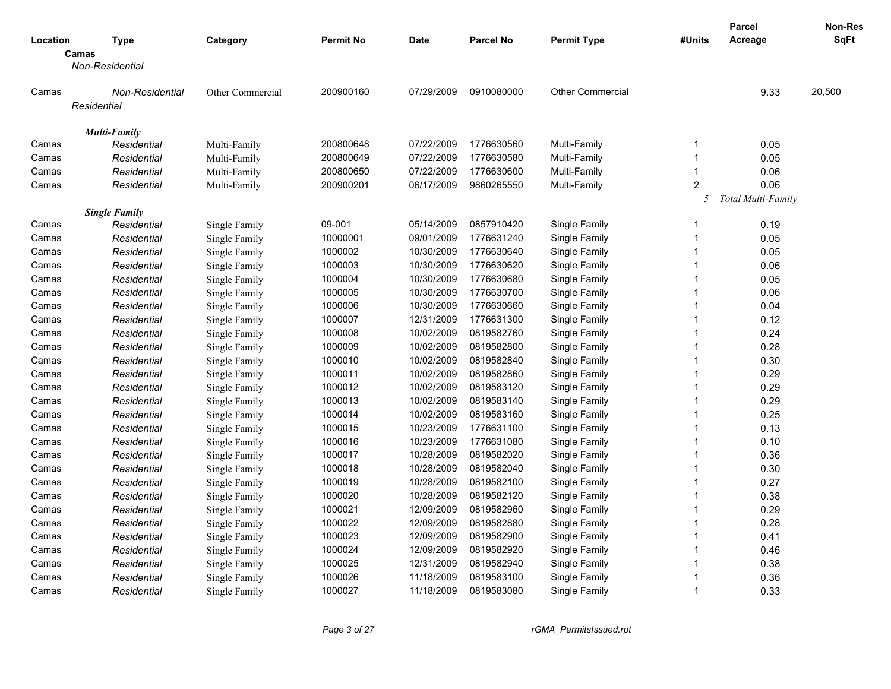| Location | Type | Category | Permit No | Date | Parcel No | Permit Type | #Units | Parcel Acreage | Non-Res SqFt |
|---|---|---|---|---|---|---|---|---|---|
| **Camas** | | | | | | | | | |
| *Non-Residential* | | | | | | | | | |
| Camas | *Non-Residential* | Other Commercial | 200900160 | 07/29/2009 | 0910080000 | Other Commercial | | 9.33 | 20,500 |
| *Residential* | | | | | | | | | |
| ***Multi-Family*** | | | | | | | | | |
| Camas | *Residential* | Multi-Family | 200800648 | 07/22/2009 | 1776630560 | Multi-Family | 1 | 0.05 | |
| Camas | *Residential* | Multi-Family | 200800649 | 07/22/2009 | 1776630580 | Multi-Family | 1 | 0.05 | |
| Camas | *Residential* | Multi-Family | 200800650 | 07/22/2009 | 1776630600 | Multi-Family | 1 | 0.06 | |
| Camas | *Residential* | Multi-Family | 200900201 | 06/17/2009 | 9860265550 | Multi-Family | 2 | 0.06 | |
| | | | | | | | *5* | *Total Multi-Family* | |
| ***Single Family*** | | | | | | | | | |
| Camas | *Residential* | Single Family | 09-001 | 05/14/2009 | 0857910420 | Single Family | 1 | 0.19 | |
| Camas | *Residential* | Single Family | 10000001 | 09/01/2009 | 1776631240 | Single Family | 1 | 0.05 | |
| Camas | *Residential* | Single Family | 1000002 | 10/30/2009 | 1776630640 | Single Family | 1 | 0.05 | |
| Camas | *Residential* | Single Family | 1000003 | 10/30/2009 | 1776630620 | Single Family | 1 | 0.06 | |
| Camas | *Residential* | Single Family | 1000004 | 10/30/2009 | 1776630680 | Single Family | 1 | 0.05 | |
| Camas | *Residential* | Single Family | 1000005 | 10/30/2009 | 1776630700 | Single Family | 1 | 0.06 | |
| Camas | *Residential* | Single Family | 1000006 | 10/30/2009 | 1776630660 | Single Family | 1 | 0.04 | |
| Camas | *Residential* | Single Family | 1000007 | 12/31/2009 | 1776631300 | Single Family | 1 | 0.12 | |
| Camas | *Residential* | Single Family | 1000008 | 10/02/2009 | 0819582760 | Single Family | 1 | 0.24 | |
| Camas | *Residential* | Single Family | 1000009 | 10/02/2009 | 0819582800 | Single Family | 1 | 0.28 | |
| Camas | *Residential* | Single Family | 1000010 | 10/02/2009 | 0819582840 | Single Family | 1 | 0.30 | |
| Camas | *Residential* | Single Family | 1000011 | 10/02/2009 | 0819582860 | Single Family | 1 | 0.29 | |
| Camas | *Residential* | Single Family | 1000012 | 10/02/2009 | 0819583120 | Single Family | 1 | 0.29 | |
| Camas | *Residential* | Single Family | 1000013 | 10/02/2009 | 0819583140 | Single Family | 1 | 0.29 | |
| Camas | *Residential* | Single Family | 1000014 | 10/02/2009 | 0819583160 | Single Family | 1 | 0.25 | |
| Camas | *Residential* | Single Family | 1000015 | 10/23/2009 | 1776631100 | Single Family | 1 | 0.13 | |
| Camas | *Residential* | Single Family | 1000016 | 10/23/2009 | 1776631080 | Single Family | 1 | 0.10 | |
| Camas | *Residential* | Single Family | 1000017 | 10/28/2009 | 0819582020 | Single Family | 1 | 0.36 | |
| Camas | *Residential* | Single Family | 1000018 | 10/28/2009 | 0819582040 | Single Family | 1 | 0.30 | |
| Camas | *Residential* | Single Family | 1000019 | 10/28/2009 | 0819582100 | Single Family | 1 | 0.27 | |
| Camas | *Residential* | Single Family | 1000020 | 10/28/2009 | 0819582120 | Single Family | 1 | 0.38 | |
| Camas | *Residential* | Single Family | 1000021 | 12/09/2009 | 0819582960 | Single Family | 1 | 0.29 | |
| Camas | *Residential* | Single Family | 1000022 | 12/09/2009 | 0819582880 | Single Family | 1 | 0.28 | |
| Camas | *Residential* | Single Family | 1000023 | 12/09/2009 | 0819582900 | Single Family | 1 | 0.41 | |
| Camas | *Residential* | Single Family | 1000024 | 12/09/2009 | 0819582920 | Single Family | 1 | 0.46 | |
| Camas | *Residential* | Single Family | 1000025 | 12/31/2009 | 0819582940 | Single Family | 1 | 0.38 | |
| Camas | *Residential* | Single Family | 1000026 | 11/18/2009 | 0819583100 | Single Family | 1 | 0.36 | |
| Camas | *Residential* | Single Family | 1000027 | 11/18/2009 | 0819583080 | Single Family | 1 | 0.33 | |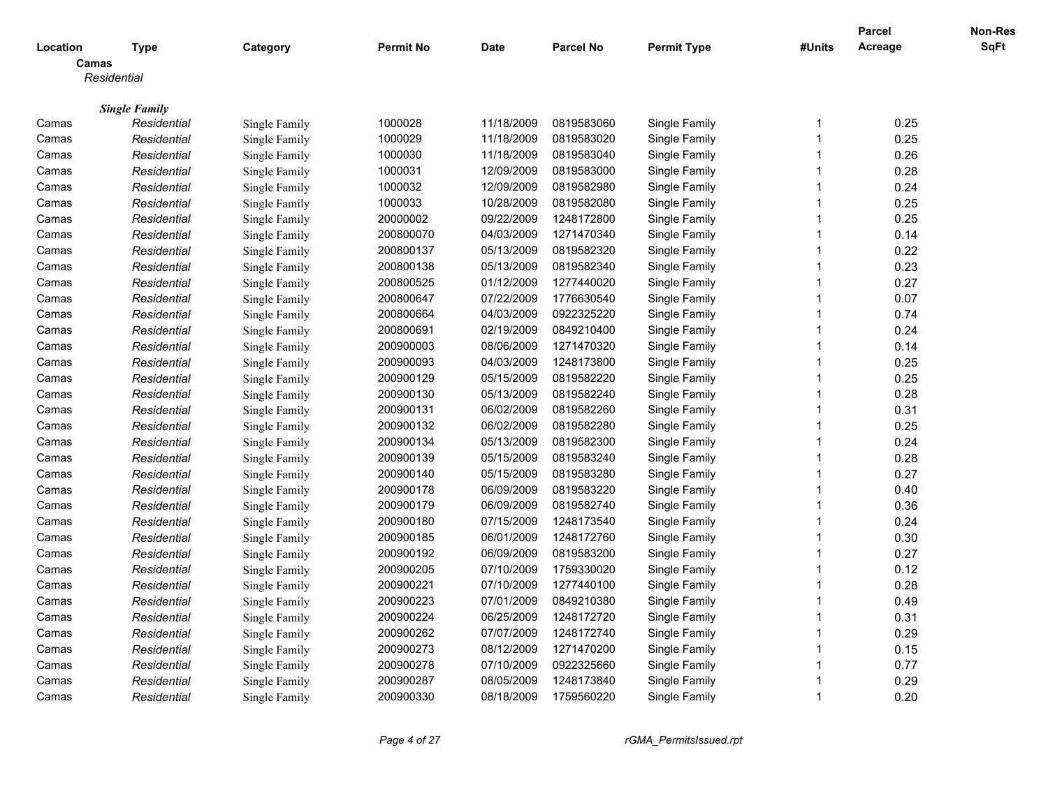| Location | Type | Category | Permit No | Date | Parcel No | Permit Type | #Units | Parcel Acreage | Non-Res SqFt |
|---|---|---|---|---|---|---|---|---|---|
| **Camas** | | | | | | | | | |
| *Residential* | | | | | | | | | |
| ***Single Family*** | | | | | | | | | |
| Camas | *Residential* | Single Family | 1000028 | 11/18/2009 | 0819583060 | Single Family | 1 | 0.25 | |
| Camas | *Residential* | Single Family | 1000029 | 11/18/2009 | 0819583020 | Single Family | 1 | 0.25 | |
| Camas | *Residential* | Single Family | 1000030 | 11/18/2009 | 0819583040 | Single Family | 1 | 0.26 | |
| Camas | *Residential* | Single Family | 1000031 | 12/09/2009 | 0819583000 | Single Family | 1 | 0.28 | |
| Camas | *Residential* | Single Family | 1000032 | 12/09/2009 | 0819582980 | Single Family | 1 | 0.24 | |
| Camas | *Residential* | Single Family | 1000033 | 10/28/2009 | 0819582080 | Single Family | 1 | 0.25 | |
| Camas | *Residential* | Single Family | 20000002 | 09/22/2009 | 1248172800 | Single Family | 1 | 0.25 | |
| Camas | *Residential* | Single Family | 200800070 | 04/03/2009 | 1271470340 | Single Family | 1 | 0.14 | |
| Camas | *Residential* | Single Family | 200800137 | 05/13/2009 | 0819582320 | Single Family | 1 | 0.22 | |
| Camas | *Residential* | Single Family | 200800138 | 05/13/2009 | 0819582340 | Single Family | 1 | 0.23 | |
| Camas | *Residential* | Single Family | 200800525 | 01/12/2009 | 1277440020 | Single Family | 1 | 0.27 | |
| Camas | *Residential* | Single Family | 200800647 | 07/22/2009 | 1776630540 | Single Family | 1 | 0.07 | |
| Camas | *Residential* | Single Family | 200800664 | 04/03/2009 | 0922325220 | Single Family | 1 | 0.74 | |
| Camas | *Residential* | Single Family | 200800691 | 02/19/2009 | 0849210400 | Single Family | 1 | 0.24 | |
| Camas | *Residential* | Single Family | 200900003 | 08/06/2009 | 1271470320 | Single Family | 1 | 0.14 | |
| Camas | *Residential* | Single Family | 200900093 | 04/03/2009 | 1248173800 | Single Family | 1 | 0.25 | |
| Camas | *Residential* | Single Family | 200900129 | 05/15/2009 | 0819582220 | Single Family | 1 | 0.25 | |
| Camas | *Residential* | Single Family | 200900130 | 05/13/2009 | 0819582240 | Single Family | 1 | 0.28 | |
| Camas | *Residential* | Single Family | 200900131 | 06/02/2009 | 0819582260 | Single Family | 1 | 0.31 | |
| Camas | *Residential* | Single Family | 200900132 | 06/02/2009 | 0819582280 | Single Family | 1 | 0.25 | |
| Camas | *Residential* | Single Family | 200900134 | 05/13/2009 | 0819582300 | Single Family | 1 | 0.24 | |
| Camas | *Residential* | Single Family | 200900139 | 05/15/2009 | 0819583240 | Single Family | 1 | 0.28 | |
| Camas | *Residential* | Single Family | 200900140 | 05/15/2009 | 0819583280 | Single Family | 1 | 0.27 | |
| Camas | *Residential* | Single Family | 200900178 | 06/09/2009 | 0819583220 | Single Family | 1 | 0.40 | |
| Camas | *Residential* | Single Family | 200900179 | 06/09/2009 | 0819582740 | Single Family | 1 | 0.36 | |
| Camas | *Residential* | Single Family | 200900180 | 07/15/2009 | 1248173540 | Single Family | 1 | 0.24 | |
| Camas | *Residential* | Single Family | 200900185 | 06/01/2009 | 1248172760 | Single Family | 1 | 0.30 | |
| Camas | *Residential* | Single Family | 200900192 | 06/09/2009 | 0819583200 | Single Family | 1 | 0.27 | |
| Camas | *Residential* | Single Family | 200900205 | 07/10/2009 | 1759330020 | Single Family | 1 | 0.12 | |
| Camas | *Residential* | Single Family | 200900221 | 07/10/2009 | 1277440100 | Single Family | 1 | 0.28 | |
| Camas | *Residential* | Single Family | 200900223 | 07/01/2009 | 0849210380 | Single Family | 1 | 0.49 | |
| Camas | *Residential* | Single Family | 200900224 | 06/25/2009 | 1248172720 | Single Family | 1 | 0.31 | |
| Camas | *Residential* | Single Family | 200900262 | 07/07/2009 | 1248172740 | Single Family | 1 | 0.29 | |
| Camas | *Residential* | Single Family | 200900273 | 08/12/2009 | 1271470200 | Single Family | 1 | 0.15 | |
| Camas | *Residential* | Single Family | 200900278 | 07/10/2009 | 0922325660 | Single Family | 1 | 0.77 | |
| Camas | *Residential* | Single Family | 200900287 | 08/05/2009 | 1248173840 | Single Family | 1 | 0.29 | |
| Camas | *Residential* | Single Family | 200900330 | 08/18/2009 | 1759560220 | Single Family | 1 | 0.20 | |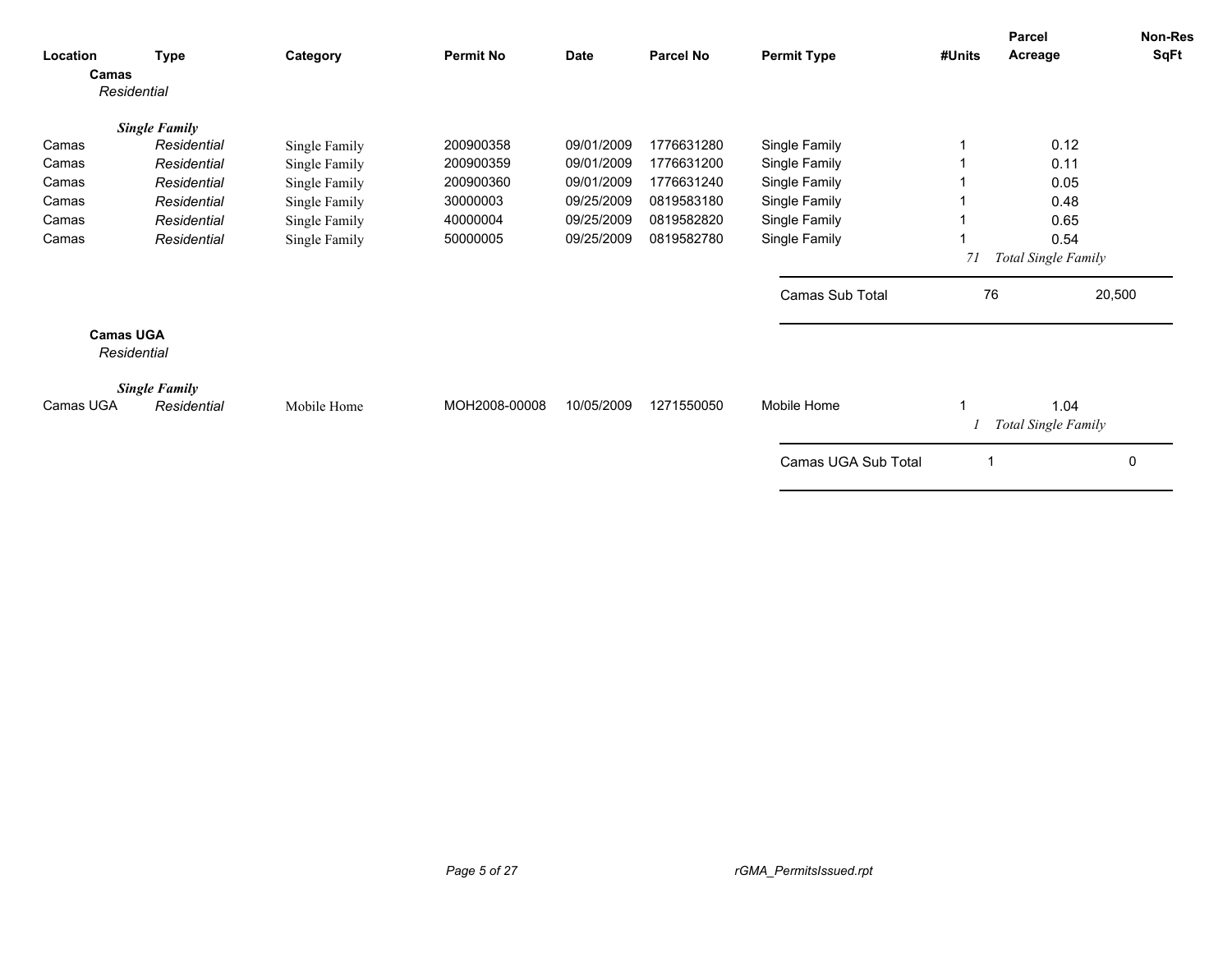| Location | Type | Category | Permit No | Date | Parcel No | Permit Type | #Units | Parcel Acreage | Non-Res SqFt |
|---|---|---|---|---|---|---|---|---|---|
| **Camas** | | | | | | | | | |
| *Residential* | | | | | | | | | |
| | ***Single Family*** | | | | | | | | |
| Camas | *Residential* | Single Family | 200900358 | 09/01/2009 | 1776631280 | Single Family | 1 | 0.12 | |
| Camas | *Residential* | Single Family | 200900359 | 09/01/2009 | 1776631200 | Single Family | 1 | 0.11 | |
| Camas | *Residential* | Single Family | 200900360 | 09/01/2009 | 1776631240 | Single Family | 1 | 0.05 | |
| Camas | *Residential* | Single Family | 30000003 | 09/25/2009 | 0819583180 | Single Family | 1 | 0.48 | |
| Camas | *Residential* | Single Family | 40000004 | 09/25/2009 | 0819582820 | Single Family | 1 | 0.65 | |
| Camas | *Residential* | Single Family | 50000005 | 09/25/2009 | 0819582780 | Single Family | 1 | 0.54 | |
| | | | | | | | *71* | *Total Single Family* | |
| | | | | | | Camas Sub Total | 76 | | 20,500 |
| **Camas UGA** | | | | | | | | | |
| *Residential* | | | | | | | | | |
| | ***Single Family*** | | | | | | | | |
| Camas UGA | *Residential* | Mobile Home | MOH2008-00008 | 10/05/2009 | 1271550050 | Mobile Home | 1 | 1.04 | |
| | | | | | | | *1* | *Total Single Family* | |
| | | | | | | Camas UGA Sub Total | 1 | | 0 |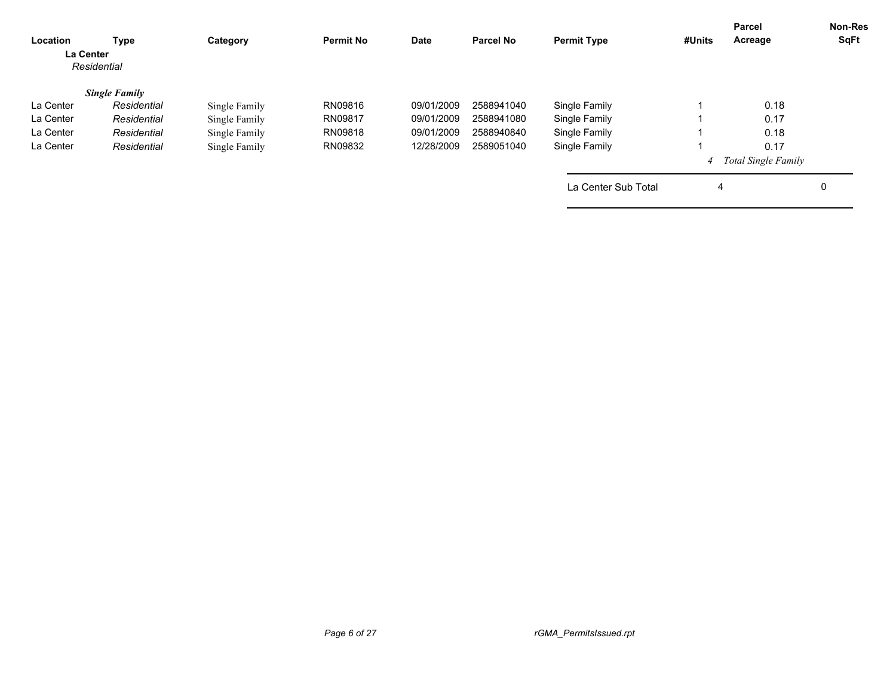| Location | Type | Category | Permit No | Date | Parcel No | Permit Type | #Units | Parcel Acreage | Non-Res SqFt |
|---|---|---|---|---|---|---|---|---|---|
| **La Center** | | | | | | | | | |
| *Residential* | | | | | | | | | |
| | ***Single Family*** | | | | | | | | |
| La Center | *Residential* | Single Family | RN09816 | 09/01/2009 | 2588941040 | Single Family | 1 | 0.18 | |
| La Center | *Residential* | Single Family | RN09817 | 09/01/2009 | 2588941080 | Single Family | 1 | 0.17 | |
| La Center | *Residential* | Single Family | RN09818 | 09/01/2009 | 2588940840 | Single Family | 1 | 0.18 | |
| La Center | *Residential* | Single Family | RN09832 | 12/28/2009 | 2589051040 | Single Family | 1 | 0.17 | |
| | | | | | | | *4* | *Total Single Family* | |
| | | | | | | La Center Sub Total | 4 | | 0 |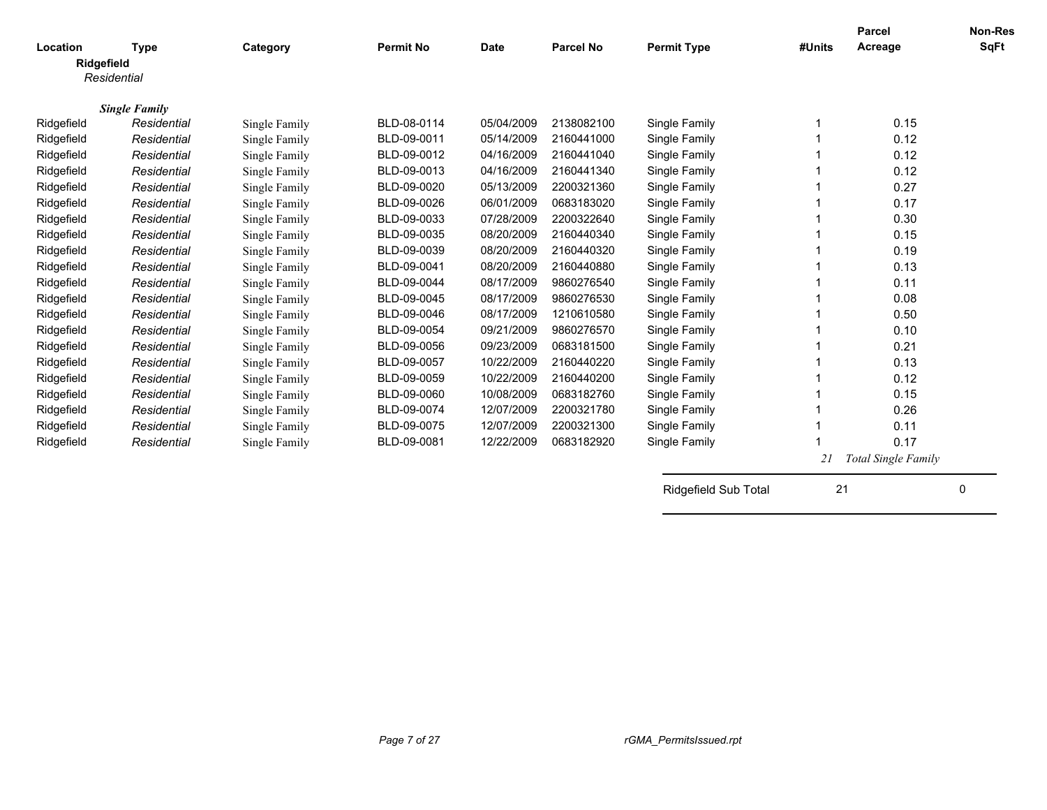| Location | Type | Category | Permit No | Date | Parcel No | Permit Type | #Units | Parcel Acreage | Non-Res SqFt |
|---|---|---|---|---|---|---|---|---|---|
| **Ridgefield** | | | | | | | | | |
| *Residential* | | | | | | | | | |
| ***Single Family*** | | | | | | | | | |
| Ridgefield | *Residential* | Single Family | BLD-08-0114 | 05/04/2009 | 2138082100 | Single Family | 1 | 0.15 | |
| Ridgefield | *Residential* | Single Family | BLD-09-0011 | 05/14/2009 | 2160441000 | Single Family | 1 | 0.12 | |
| Ridgefield | *Residential* | Single Family | BLD-09-0012 | 04/16/2009 | 2160441040 | Single Family | 1 | 0.12 | |
| Ridgefield | *Residential* | Single Family | BLD-09-0013 | 04/16/2009 | 2160441340 | Single Family | 1 | 0.12 | |
| Ridgefield | *Residential* | Single Family | BLD-09-0020 | 05/13/2009 | 2200321360 | Single Family | 1 | 0.27 | |
| Ridgefield | *Residential* | Single Family | BLD-09-0026 | 06/01/2009 | 0683183020 | Single Family | 1 | 0.17 | |
| Ridgefield | *Residential* | Single Family | BLD-09-0033 | 07/28/2009 | 2200322640 | Single Family | 1 | 0.30 | |
| Ridgefield | *Residential* | Single Family | BLD-09-0035 | 08/20/2009 | 2160440340 | Single Family | 1 | 0.15 | |
| Ridgefield | *Residential* | Single Family | BLD-09-0039 | 08/20/2009 | 2160440320 | Single Family | 1 | 0.19 | |
| Ridgefield | *Residential* | Single Family | BLD-09-0041 | 08/20/2009 | 2160440880 | Single Family | 1 | 0.13 | |
| Ridgefield | *Residential* | Single Family | BLD-09-0044 | 08/17/2009 | 9860276540 | Single Family | 1 | 0.11 | |
| Ridgefield | *Residential* | Single Family | BLD-09-0045 | 08/17/2009 | 9860276530 | Single Family | 1 | 0.08 | |
| Ridgefield | *Residential* | Single Family | BLD-09-0046 | 08/17/2009 | 1210610580 | Single Family | 1 | 0.50 | |
| Ridgefield | *Residential* | Single Family | BLD-09-0054 | 09/21/2009 | 9860276570 | Single Family | 1 | 0.10 | |
| Ridgefield | *Residential* | Single Family | BLD-09-0056 | 09/23/2009 | 0683181500 | Single Family | 1 | 0.21 | |
| Ridgefield | *Residential* | Single Family | BLD-09-0057 | 10/22/2009 | 2160440220 | Single Family | 1 | 0.13 | |
| Ridgefield | *Residential* | Single Family | BLD-09-0059 | 10/22/2009 | 2160440200 | Single Family | 1 | 0.12 | |
| Ridgefield | *Residential* | Single Family | BLD-09-0060 | 10/08/2009 | 0683182760 | Single Family | 1 | 0.15 | |
| Ridgefield | *Residential* | Single Family | BLD-09-0074 | 12/07/2009 | 2200321780 | Single Family | 1 | 0.26 | |
| Ridgefield | *Residential* | Single Family | BLD-09-0075 | 12/07/2009 | 2200321300 | Single Family | 1 | 0.11 | |
| Ridgefield | *Residential* | Single Family | BLD-09-0081 | 12/22/2009 | 0683182920 | Single Family | 1 | 0.17 | |
| | | | | | | | *21* | *Total Single Family* | |
| | | | | | | Ridgefield Sub Total | 21 | | 0 |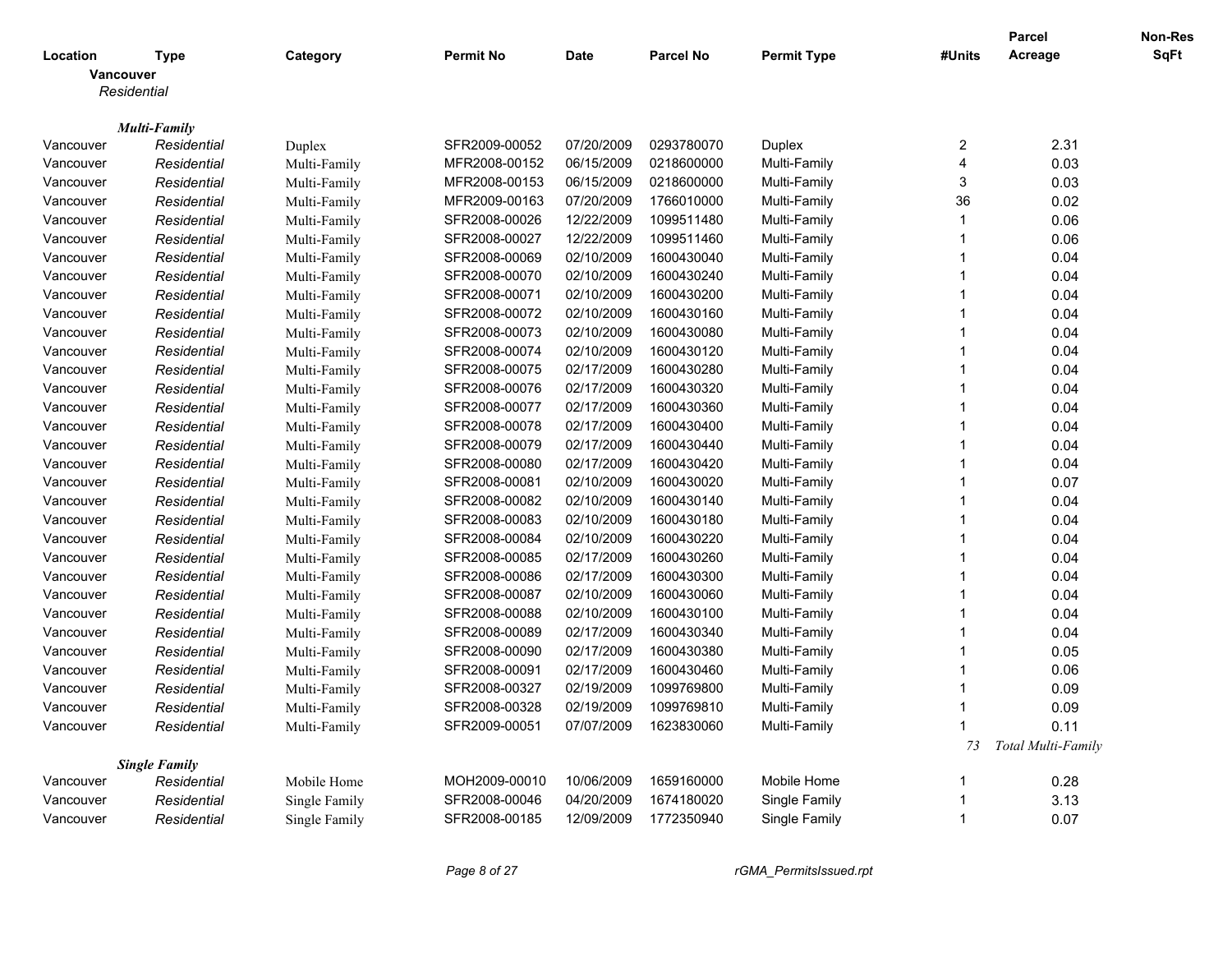| Location | Type | Category | Permit No | Date | Parcel No | Permit Type | #Units | Parcel Acreage | Non-Res SqFt |
|---|---|---|---|---|---|---|---|---|---|
| **Vancouver** | | | | | | | | | |
| *Residential* | | | | | | | | | |
| ***Multi-Family*** | | | | | | | | | |
| Vancouver | *Residential* | Duplex | SFR2009-00052 | 07/20/2009 | 0293780070 | Duplex | 2 | 2.31 | |
| Vancouver | *Residential* | Multi-Family | MFR2008-00152 | 06/15/2009 | 0218600000 | Multi-Family | 4 | 0.03 | |
| Vancouver | *Residential* | Multi-Family | MFR2008-00153 | 06/15/2009 | 0218600000 | Multi-Family | 3 | 0.03 | |
| Vancouver | *Residential* | Multi-Family | MFR2009-00163 | 07/20/2009 | 1766010000 | Multi-Family | 36 | 0.02 | |
| Vancouver | *Residential* | Multi-Family | SFR2008-00026 | 12/22/2009 | 1099511480 | Multi-Family | 1 | 0.06 | |
| Vancouver | *Residential* | Multi-Family | SFR2008-00027 | 12/22/2009 | 1099511460 | Multi-Family | 1 | 0.06 | |
| Vancouver | *Residential* | Multi-Family | SFR2008-00069 | 02/10/2009 | 1600430040 | Multi-Family | 1 | 0.04 | |
| Vancouver | *Residential* | Multi-Family | SFR2008-00070 | 02/10/2009 | 1600430240 | Multi-Family | 1 | 0.04 | |
| Vancouver | *Residential* | Multi-Family | SFR2008-00071 | 02/10/2009 | 1600430200 | Multi-Family | 1 | 0.04 | |
| Vancouver | *Residential* | Multi-Family | SFR2008-00072 | 02/10/2009 | 1600430160 | Multi-Family | 1 | 0.04 | |
| Vancouver | *Residential* | Multi-Family | SFR2008-00073 | 02/10/2009 | 1600430080 | Multi-Family | 1 | 0.04 | |
| Vancouver | *Residential* | Multi-Family | SFR2008-00074 | 02/10/2009 | 1600430120 | Multi-Family | 1 | 0.04 | |
| Vancouver | *Residential* | Multi-Family | SFR2008-00075 | 02/17/2009 | 1600430280 | Multi-Family | 1 | 0.04 | |
| Vancouver | *Residential* | Multi-Family | SFR2008-00076 | 02/17/2009 | 1600430320 | Multi-Family | 1 | 0.04 | |
| Vancouver | *Residential* | Multi-Family | SFR2008-00077 | 02/17/2009 | 1600430360 | Multi-Family | 1 | 0.04 | |
| Vancouver | *Residential* | Multi-Family | SFR2008-00078 | 02/17/2009 | 1600430400 | Multi-Family | 1 | 0.04 | |
| Vancouver | *Residential* | Multi-Family | SFR2008-00079 | 02/17/2009 | 1600430440 | Multi-Family | 1 | 0.04 | |
| Vancouver | *Residential* | Multi-Family | SFR2008-00080 | 02/17/2009 | 1600430420 | Multi-Family | 1 | 0.04 | |
| Vancouver | *Residential* | Multi-Family | SFR2008-00081 | 02/10/2009 | 1600430020 | Multi-Family | 1 | 0.07 | |
| Vancouver | *Residential* | Multi-Family | SFR2008-00082 | 02/10/2009 | 1600430140 | Multi-Family | 1 | 0.04 | |
| Vancouver | *Residential* | Multi-Family | SFR2008-00083 | 02/10/2009 | 1600430180 | Multi-Family | 1 | 0.04 | |
| Vancouver | *Residential* | Multi-Family | SFR2008-00084 | 02/10/2009 | 1600430220 | Multi-Family | 1 | 0.04 | |
| Vancouver | *Residential* | Multi-Family | SFR2008-00085 | 02/17/2009 | 1600430260 | Multi-Family | 1 | 0.04 | |
| Vancouver | *Residential* | Multi-Family | SFR2008-00086 | 02/17/2009 | 1600430300 | Multi-Family | 1 | 0.04 | |
| Vancouver | *Residential* | Multi-Family | SFR2008-00087 | 02/10/2009 | 1600430060 | Multi-Family | 1 | 0.04 | |
| Vancouver | *Residential* | Multi-Family | SFR2008-00088 | 02/10/2009 | 1600430100 | Multi-Family | 1 | 0.04 | |
| Vancouver | *Residential* | Multi-Family | SFR2008-00089 | 02/17/2009 | 1600430340 | Multi-Family | 1 | 0.04 | |
| Vancouver | *Residential* | Multi-Family | SFR2008-00090 | 02/17/2009 | 1600430380 | Multi-Family | 1 | 0.05 | |
| Vancouver | *Residential* | Multi-Family | SFR2008-00091 | 02/17/2009 | 1600430460 | Multi-Family | 1 | 0.06 | |
| Vancouver | *Residential* | Multi-Family | SFR2008-00327 | 02/19/2009 | 1099769800 | Multi-Family | 1 | 0.09 | |
| Vancouver | *Residential* | Multi-Family | SFR2008-00328 | 02/19/2009 | 1099769810 | Multi-Family | 1 | 0.09 | |
| Vancouver | *Residential* | Multi-Family | SFR2009-00051 | 07/07/2009 | 1623830060 | Multi-Family | 1 | 0.11 | |
| | | | | | | | *73* | *Total Multi-Family* | |
| ***Single Family*** | | | | | | | | | |
| Vancouver | *Residential* | Mobile Home | MOH2009-00010 | 10/06/2009 | 1659160000 | Mobile Home | 1 | 0.28 | |
| Vancouver | *Residential* | Single Family | SFR2008-00046 | 04/20/2009 | 1674180020 | Single Family | 1 | 3.13 | |
| Vancouver | *Residential* | Single Family | SFR2008-00185 | 12/09/2009 | 1772350940 | Single Family | 1 | 0.07 | |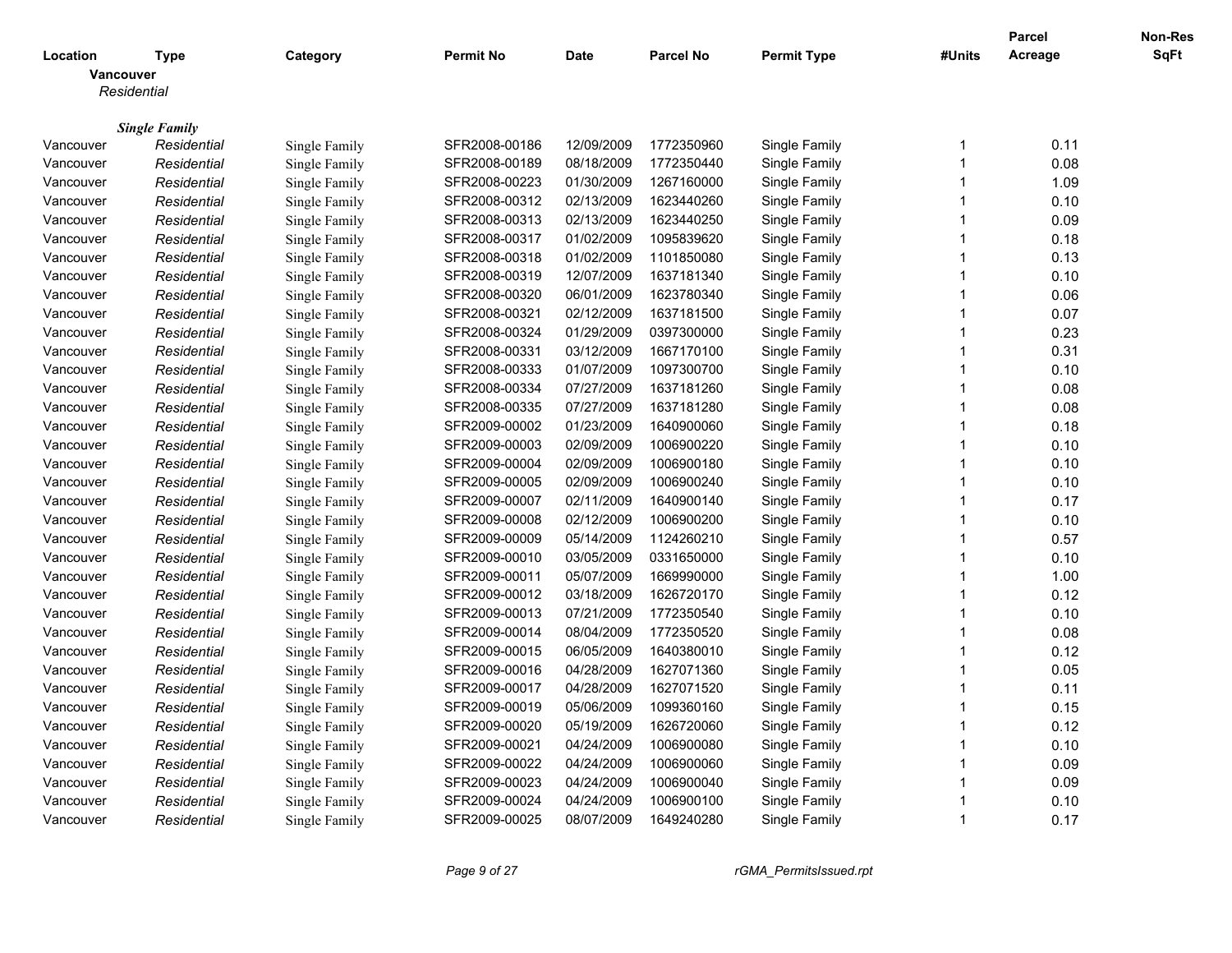| Location | Type | Category | Permit No | Date | Parcel No | Permit Type | #Units | Parcel Acreage | Non-Res SqFt |
|---|---|---|---|---|---|---|---|---|---|
| **Vancouver** | | | | | | | | | |
| *Residential* | | | | | | | | | |
| ***Single Family*** | | | | | | | | | |
| Vancouver | *Residential* | Single Family | SFR2008-00186 | 12/09/2009 | 1772350960 | Single Family | 1 | 0.11 | |
| Vancouver | *Residential* | Single Family | SFR2008-00189 | 08/18/2009 | 1772350440 | Single Family | 1 | 0.08 | |
| Vancouver | *Residential* | Single Family | SFR2008-00223 | 01/30/2009 | 1267160000 | Single Family | 1 | 1.09 | |
| Vancouver | *Residential* | Single Family | SFR2008-00312 | 02/13/2009 | 1623440260 | Single Family | 1 | 0.10 | |
| Vancouver | *Residential* | Single Family | SFR2008-00313 | 02/13/2009 | 1623440250 | Single Family | 1 | 0.09 | |
| Vancouver | *Residential* | Single Family | SFR2008-00317 | 01/02/2009 | 1095839620 | Single Family | 1 | 0.18 | |
| Vancouver | *Residential* | Single Family | SFR2008-00318 | 01/02/2009 | 1101850080 | Single Family | 1 | 0.13 | |
| Vancouver | *Residential* | Single Family | SFR2008-00319 | 12/07/2009 | 1637181340 | Single Family | 1 | 0.10 | |
| Vancouver | *Residential* | Single Family | SFR2008-00320 | 06/01/2009 | 1623780340 | Single Family | 1 | 0.06 | |
| Vancouver | *Residential* | Single Family | SFR2008-00321 | 02/12/2009 | 1637181500 | Single Family | 1 | 0.07 | |
| Vancouver | *Residential* | Single Family | SFR2008-00324 | 01/29/2009 | 0397300000 | Single Family | 1 | 0.23 | |
| Vancouver | *Residential* | Single Family | SFR2008-00331 | 03/12/2009 | 1667170100 | Single Family | 1 | 0.31 | |
| Vancouver | *Residential* | Single Family | SFR2008-00333 | 01/07/2009 | 1097300700 | Single Family | 1 | 0.10 | |
| Vancouver | *Residential* | Single Family | SFR2008-00334 | 07/27/2009 | 1637181260 | Single Family | 1 | 0.08 | |
| Vancouver | *Residential* | Single Family | SFR2008-00335 | 07/27/2009 | 1637181280 | Single Family | 1 | 0.08 | |
| Vancouver | *Residential* | Single Family | SFR2009-00002 | 01/23/2009 | 1640900060 | Single Family | 1 | 0.18 | |
| Vancouver | *Residential* | Single Family | SFR2009-00003 | 02/09/2009 | 1006900220 | Single Family | 1 | 0.10 | |
| Vancouver | *Residential* | Single Family | SFR2009-00004 | 02/09/2009 | 1006900180 | Single Family | 1 | 0.10 | |
| Vancouver | *Residential* | Single Family | SFR2009-00005 | 02/09/2009 | 1006900240 | Single Family | 1 | 0.10 | |
| Vancouver | *Residential* | Single Family | SFR2009-00007 | 02/11/2009 | 1640900140 | Single Family | 1 | 0.17 | |
| Vancouver | *Residential* | Single Family | SFR2009-00008 | 02/12/2009 | 1006900200 | Single Family | 1 | 0.10 | |
| Vancouver | *Residential* | Single Family | SFR2009-00009 | 05/14/2009 | 1124260210 | Single Family | 1 | 0.57 | |
| Vancouver | *Residential* | Single Family | SFR2009-00010 | 03/05/2009 | 0331650000 | Single Family | 1 | 0.10 | |
| Vancouver | *Residential* | Single Family | SFR2009-00011 | 05/07/2009 | 1669990000 | Single Family | 1 | 1.00 | |
| Vancouver | *Residential* | Single Family | SFR2009-00012 | 03/18/2009 | 1626720170 | Single Family | 1 | 0.12 | |
| Vancouver | *Residential* | Single Family | SFR2009-00013 | 07/21/2009 | 1772350540 | Single Family | 1 | 0.10 | |
| Vancouver | *Residential* | Single Family | SFR2009-00014 | 08/04/2009 | 1772350520 | Single Family | 1 | 0.08 | |
| Vancouver | *Residential* | Single Family | SFR2009-00015 | 06/05/2009 | 1640380010 | Single Family | 1 | 0.12 | |
| Vancouver | *Residential* | Single Family | SFR2009-00016 | 04/28/2009 | 1627071360 | Single Family | 1 | 0.05 | |
| Vancouver | *Residential* | Single Family | SFR2009-00017 | 04/28/2009 | 1627071520 | Single Family | 1 | 0.11 | |
| Vancouver | *Residential* | Single Family | SFR2009-00019 | 05/06/2009 | 1099360160 | Single Family | 1 | 0.15 | |
| Vancouver | *Residential* | Single Family | SFR2009-00020 | 05/19/2009 | 1626720060 | Single Family | 1 | 0.12 | |
| Vancouver | *Residential* | Single Family | SFR2009-00021 | 04/24/2009 | 1006900080 | Single Family | 1 | 0.10 | |
| Vancouver | *Residential* | Single Family | SFR2009-00022 | 04/24/2009 | 1006900060 | Single Family | 1 | 0.09 | |
| Vancouver | *Residential* | Single Family | SFR2009-00023 | 04/24/2009 | 1006900040 | Single Family | 1 | 0.09 | |
| Vancouver | *Residential* | Single Family | SFR2009-00024 | 04/24/2009 | 1006900100 | Single Family | 1 | 0.10 | |
| Vancouver | *Residential* | Single Family | SFR2009-00025 | 08/07/2009 | 1649240280 | Single Family | 1 | 0.17 | |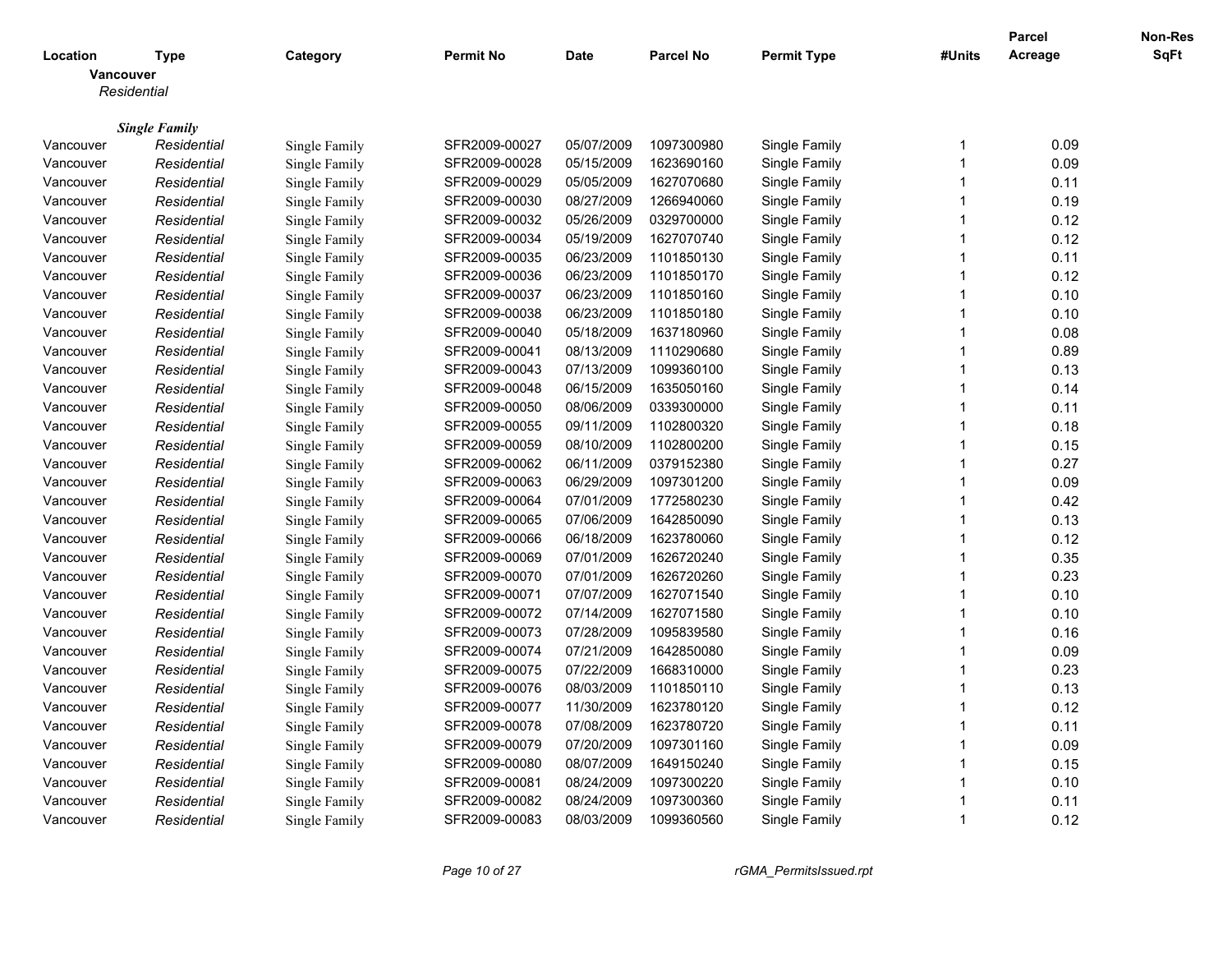| Location | Type | Category | Permit No | Date | Parcel No | Permit Type | #Units | Parcel Acreage | Non-Res SqFt |
|---|---|---|---|---|---|---|---|---|---|
| **Vancouver** | | | | | | | | | |
| *Residential* | | | | | | | | | |
| ***Single Family*** | | | | | | | | | |
| Vancouver | *Residential* | Single Family | SFR2009-00027 | 05/07/2009 | 1097300980 | Single Family | 1 | 0.09 | |
| Vancouver | *Residential* | Single Family | SFR2009-00028 | 05/15/2009 | 1623690160 | Single Family | 1 | 0.09 | |
| Vancouver | *Residential* | Single Family | SFR2009-00029 | 05/05/2009 | 1627070680 | Single Family | 1 | 0.11 | |
| Vancouver | *Residential* | Single Family | SFR2009-00030 | 08/27/2009 | 1266940060 | Single Family | 1 | 0.19 | |
| Vancouver | *Residential* | Single Family | SFR2009-00032 | 05/26/2009 | 0329700000 | Single Family | 1 | 0.12 | |
| Vancouver | *Residential* | Single Family | SFR2009-00034 | 05/19/2009 | 1627070740 | Single Family | 1 | 0.12 | |
| Vancouver | *Residential* | Single Family | SFR2009-00035 | 06/23/2009 | 1101850130 | Single Family | 1 | 0.11 | |
| Vancouver | *Residential* | Single Family | SFR2009-00036 | 06/23/2009 | 1101850170 | Single Family | 1 | 0.12 | |
| Vancouver | *Residential* | Single Family | SFR2009-00037 | 06/23/2009 | 1101850160 | Single Family | 1 | 0.10 | |
| Vancouver | *Residential* | Single Family | SFR2009-00038 | 06/23/2009 | 1101850180 | Single Family | 1 | 0.10 | |
| Vancouver | *Residential* | Single Family | SFR2009-00040 | 05/18/2009 | 1637180960 | Single Family | 1 | 0.08 | |
| Vancouver | *Residential* | Single Family | SFR2009-00041 | 08/13/2009 | 1110290680 | Single Family | 1 | 0.89 | |
| Vancouver | *Residential* | Single Family | SFR2009-00043 | 07/13/2009 | 1099360100 | Single Family | 1 | 0.13 | |
| Vancouver | *Residential* | Single Family | SFR2009-00048 | 06/15/2009 | 1635050160 | Single Family | 1 | 0.14 | |
| Vancouver | *Residential* | Single Family | SFR2009-00050 | 08/06/2009 | 0339300000 | Single Family | 1 | 0.11 | |
| Vancouver | *Residential* | Single Family | SFR2009-00055 | 09/11/2009 | 1102800320 | Single Family | 1 | 0.18 | |
| Vancouver | *Residential* | Single Family | SFR2009-00059 | 08/10/2009 | 1102800200 | Single Family | 1 | 0.15 | |
| Vancouver | *Residential* | Single Family | SFR2009-00062 | 06/11/2009 | 0379152380 | Single Family | 1 | 0.27 | |
| Vancouver | *Residential* | Single Family | SFR2009-00063 | 06/29/2009 | 1097301200 | Single Family | 1 | 0.09 | |
| Vancouver | *Residential* | Single Family | SFR2009-00064 | 07/01/2009 | 1772580230 | Single Family | 1 | 0.42 | |
| Vancouver | *Residential* | Single Family | SFR2009-00065 | 07/06/2009 | 1642850090 | Single Family | 1 | 0.13 | |
| Vancouver | *Residential* | Single Family | SFR2009-00066 | 06/18/2009 | 1623780060 | Single Family | 1 | 0.12 | |
| Vancouver | *Residential* | Single Family | SFR2009-00069 | 07/01/2009 | 1626720240 | Single Family | 1 | 0.35 | |
| Vancouver | *Residential* | Single Family | SFR2009-00070 | 07/01/2009 | 1626720260 | Single Family | 1 | 0.23 | |
| Vancouver | *Residential* | Single Family | SFR2009-00071 | 07/07/2009 | 1627071540 | Single Family | 1 | 0.10 | |
| Vancouver | *Residential* | Single Family | SFR2009-00072 | 07/14/2009 | 1627071580 | Single Family | 1 | 0.10 | |
| Vancouver | *Residential* | Single Family | SFR2009-00073 | 07/28/2009 | 1095839580 | Single Family | 1 | 0.16 | |
| Vancouver | *Residential* | Single Family | SFR2009-00074 | 07/21/2009 | 1642850080 | Single Family | 1 | 0.09 | |
| Vancouver | *Residential* | Single Family | SFR2009-00075 | 07/22/2009 | 1668310000 | Single Family | 1 | 0.23 | |
| Vancouver | *Residential* | Single Family | SFR2009-00076 | 08/03/2009 | 1101850110 | Single Family | 1 | 0.13 | |
| Vancouver | *Residential* | Single Family | SFR2009-00077 | 11/30/2009 | 1623780120 | Single Family | 1 | 0.12 | |
| Vancouver | *Residential* | Single Family | SFR2009-00078 | 07/08/2009 | 1623780720 | Single Family | 1 | 0.11 | |
| Vancouver | *Residential* | Single Family | SFR2009-00079 | 07/20/2009 | 1097301160 | Single Family | 1 | 0.09 | |
| Vancouver | *Residential* | Single Family | SFR2009-00080 | 08/07/2009 | 1649150240 | Single Family | 1 | 0.15 | |
| Vancouver | *Residential* | Single Family | SFR2009-00081 | 08/24/2009 | 1097300220 | Single Family | 1 | 0.10 | |
| Vancouver | *Residential* | Single Family | SFR2009-00082 | 08/24/2009 | 1097300360 | Single Family | 1 | 0.11 | |
| Vancouver | *Residential* | Single Family | SFR2009-00083 | 08/03/2009 | 1099360560 | Single Family | 1 | 0.12 | |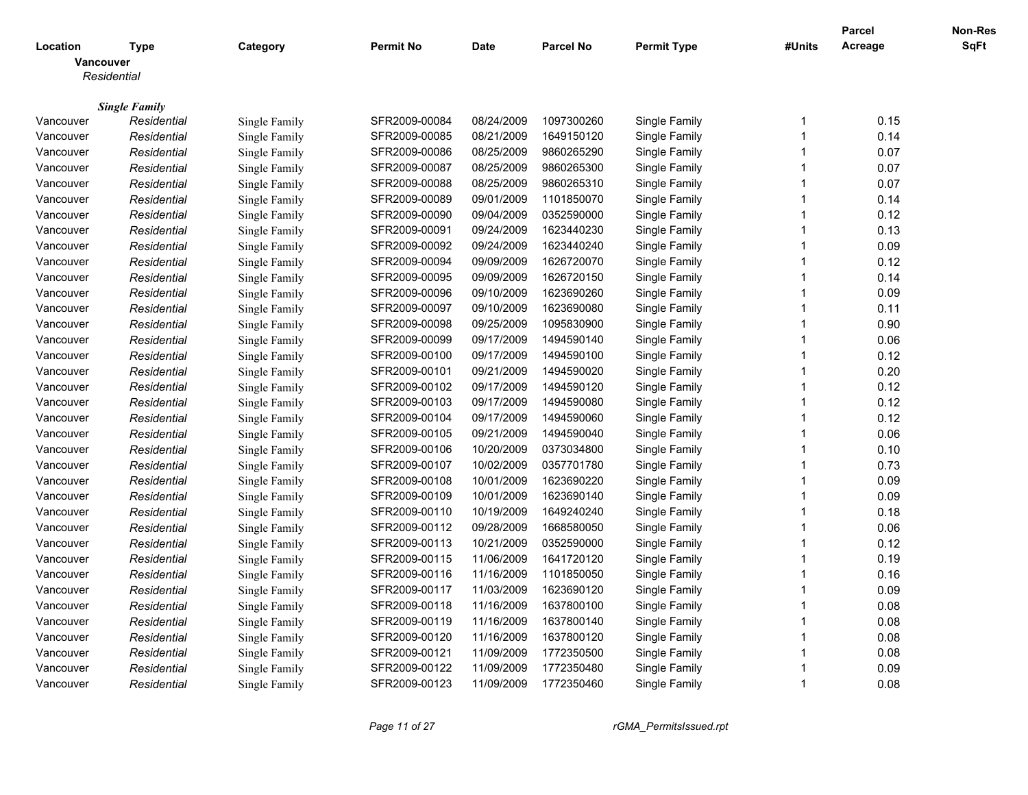| Location | Type | Category | Permit No | Date | Parcel No | Permit Type | #Units | Parcel Acreage | Non-Res SqFt |
|---|---|---|---|---|---|---|---|---|---|
| **Vancouver** | | | | | | | | | |
| *Residential* | | | | | | | | | |
| ***Single Family*** | | | | | | | | | |
| Vancouver | *Residential* | Single Family | SFR2009-00084 | 08/24/2009 | 1097300260 | Single Family | 1 | 0.15 | |
| Vancouver | *Residential* | Single Family | SFR2009-00085 | 08/21/2009 | 1649150120 | Single Family | 1 | 0.14 | |
| Vancouver | *Residential* | Single Family | SFR2009-00086 | 08/25/2009 | 9860265290 | Single Family | 1 | 0.07 | |
| Vancouver | *Residential* | Single Family | SFR2009-00087 | 08/25/2009 | 9860265300 | Single Family | 1 | 0.07 | |
| Vancouver | *Residential* | Single Family | SFR2009-00088 | 08/25/2009 | 9860265310 | Single Family | 1 | 0.07 | |
| Vancouver | *Residential* | Single Family | SFR2009-00089 | 09/01/2009 | 1101850070 | Single Family | 1 | 0.14 | |
| Vancouver | *Residential* | Single Family | SFR2009-00090 | 09/04/2009 | 0352590000 | Single Family | 1 | 0.12 | |
| Vancouver | *Residential* | Single Family | SFR2009-00091 | 09/24/2009 | 1623440230 | Single Family | 1 | 0.13 | |
| Vancouver | *Residential* | Single Family | SFR2009-00092 | 09/24/2009 | 1623440240 | Single Family | 1 | 0.09 | |
| Vancouver | *Residential* | Single Family | SFR2009-00094 | 09/09/2009 | 1626720070 | Single Family | 1 | 0.12 | |
| Vancouver | *Residential* | Single Family | SFR2009-00095 | 09/09/2009 | 1626720150 | Single Family | 1 | 0.14 | |
| Vancouver | *Residential* | Single Family | SFR2009-00096 | 09/10/2009 | 1623690260 | Single Family | 1 | 0.09 | |
| Vancouver | *Residential* | Single Family | SFR2009-00097 | 09/10/2009 | 1623690080 | Single Family | 1 | 0.11 | |
| Vancouver | *Residential* | Single Family | SFR2009-00098 | 09/25/2009 | 1095830900 | Single Family | 1 | 0.90 | |
| Vancouver | *Residential* | Single Family | SFR2009-00099 | 09/17/2009 | 1494590140 | Single Family | 1 | 0.06 | |
| Vancouver | *Residential* | Single Family | SFR2009-00100 | 09/17/2009 | 1494590100 | Single Family | 1 | 0.12 | |
| Vancouver | *Residential* | Single Family | SFR2009-00101 | 09/21/2009 | 1494590020 | Single Family | 1 | 0.20 | |
| Vancouver | *Residential* | Single Family | SFR2009-00102 | 09/17/2009 | 1494590120 | Single Family | 1 | 0.12 | |
| Vancouver | *Residential* | Single Family | SFR2009-00103 | 09/17/2009 | 1494590080 | Single Family | 1 | 0.12 | |
| Vancouver | *Residential* | Single Family | SFR2009-00104 | 09/17/2009 | 1494590060 | Single Family | 1 | 0.12 | |
| Vancouver | *Residential* | Single Family | SFR2009-00105 | 09/21/2009 | 1494590040 | Single Family | 1 | 0.06 | |
| Vancouver | *Residential* | Single Family | SFR2009-00106 | 10/20/2009 | 0373034800 | Single Family | 1 | 0.10 | |
| Vancouver | *Residential* | Single Family | SFR2009-00107 | 10/02/2009 | 0357701780 | Single Family | 1 | 0.73 | |
| Vancouver | *Residential* | Single Family | SFR2009-00108 | 10/01/2009 | 1623690220 | Single Family | 1 | 0.09 | |
| Vancouver | *Residential* | Single Family | SFR2009-00109 | 10/01/2009 | 1623690140 | Single Family | 1 | 0.09 | |
| Vancouver | *Residential* | Single Family | SFR2009-00110 | 10/19/2009 | 1649240240 | Single Family | 1 | 0.18 | |
| Vancouver | *Residential* | Single Family | SFR2009-00112 | 09/28/2009 | 1668580050 | Single Family | 1 | 0.06 | |
| Vancouver | *Residential* | Single Family | SFR2009-00113 | 10/21/2009 | 0352590000 | Single Family | 1 | 0.12 | |
| Vancouver | *Residential* | Single Family | SFR2009-00115 | 11/06/2009 | 1641720120 | Single Family | 1 | 0.19 | |
| Vancouver | *Residential* | Single Family | SFR2009-00116 | 11/16/2009 | 1101850050 | Single Family | 1 | 0.16 | |
| Vancouver | *Residential* | Single Family | SFR2009-00117 | 11/03/2009 | 1623690120 | Single Family | 1 | 0.09 | |
| Vancouver | *Residential* | Single Family | SFR2009-00118 | 11/16/2009 | 1637800100 | Single Family | 1 | 0.08 | |
| Vancouver | *Residential* | Single Family | SFR2009-00119 | 11/16/2009 | 1637800140 | Single Family | 1 | 0.08 | |
| Vancouver | *Residential* | Single Family | SFR2009-00120 | 11/16/2009 | 1637800120 | Single Family | 1 | 0.08 | |
| Vancouver | *Residential* | Single Family | SFR2009-00121 | 11/09/2009 | 1772350500 | Single Family | 1 | 0.08 | |
| Vancouver | *Residential* | Single Family | SFR2009-00122 | 11/09/2009 | 1772350480 | Single Family | 1 | 0.09 | |
| Vancouver | *Residential* | Single Family | SFR2009-00123 | 11/09/2009 | 1772350460 | Single Family | 1 | 0.08 | |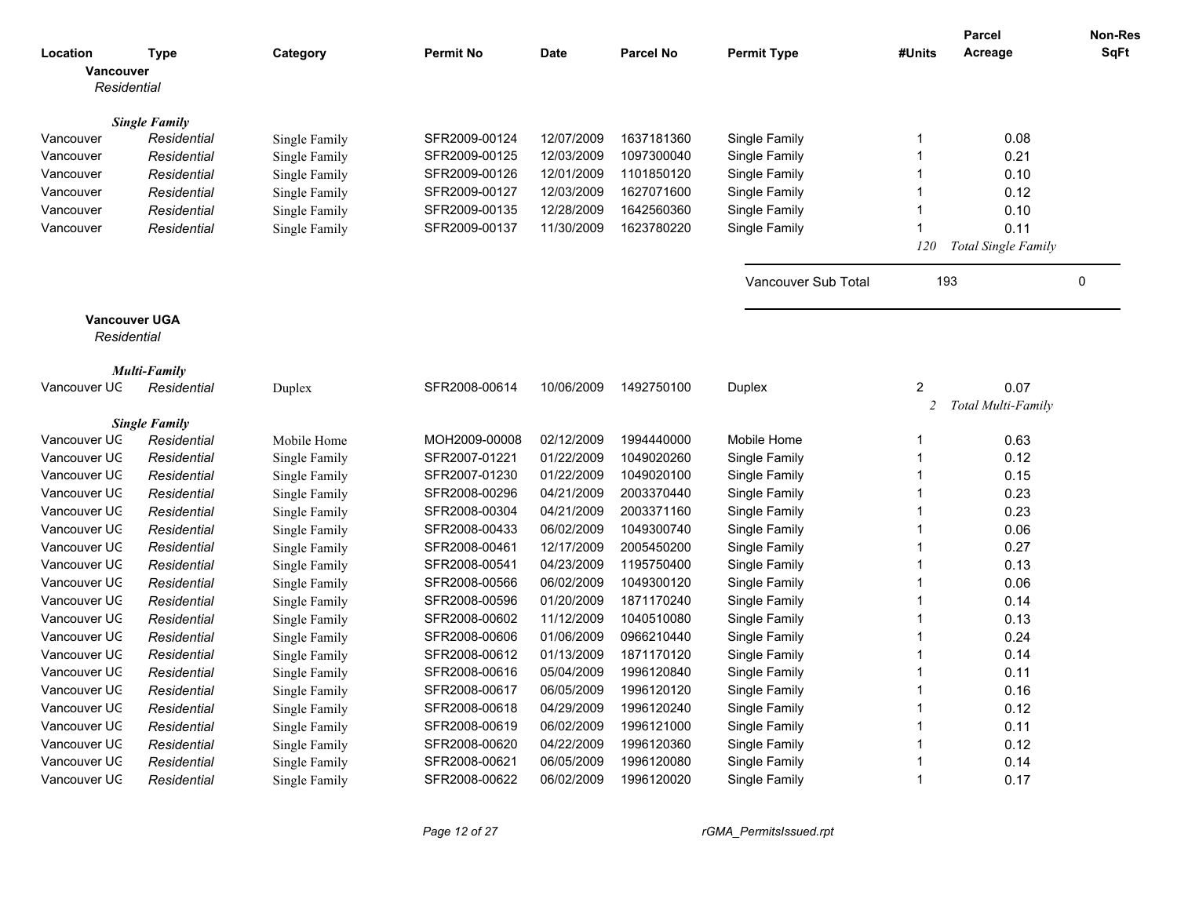| Location | Type | Category | Permit No | Date | Parcel No | Permit Type | #Units | Parcel Acreage | Non-Res SqFt |
|---|---|---|---|---|---|---|---|---|---|

**Vancouver**

*Residential*

***Single Family***

| Location | Type | Category | Permit No | Date | Parcel No | Permit Type | #Units | Parcel Acreage | Non-Res SqFt |
|---|---|---|---|---|---|---|---|---|---|
| Vancouver | *Residential* | Single Family | SFR2009-00124 | 12/07/2009 | 1637181360 | Single Family | 1 | 0.08 | |
| Vancouver | *Residential* | Single Family | SFR2009-00125 | 12/03/2009 | 1097300040 | Single Family | 1 | 0.21 | |
| Vancouver | *Residential* | Single Family | SFR2009-00126 | 12/01/2009 | 1101850120 | Single Family | 1 | 0.10 | |
| Vancouver | *Residential* | Single Family | SFR2009-00127 | 12/03/2009 | 1627071600 | Single Family | 1 | 0.12 | |
| Vancouver | *Residential* | Single Family | SFR2009-00135 | 12/28/2009 | 1642560360 | Single Family | 1 | 0.10 | |
| Vancouver | *Residential* | Single Family | SFR2009-00137 | 11/30/2009 | 1623780220 | Single Family | 1 | 0.11 | |
| | | | | | | | *120* | *Total Single Family* | |

| | #Units | Non-Res SqFt |
|---|---|---|
| Vancouver Sub Total | 193 | 0 |

**Vancouver UGA**

*Residential*

***Multi-Family***

| Location | Type | Category | Permit No | Date | Parcel No | Permit Type | #Units | Parcel Acreage | Non-Res SqFt |
|---|---|---|---|---|---|---|---|---|---|
| Vancouver UG | *Residential* | Duplex | SFR2008-00614 | 10/06/2009 | 1492750100 | Duplex | 2 | 0.07 | |
| | | | | | | | *2* | *Total Multi-Family* | |

***Single Family***

| Location | Type | Category | Permit No | Date | Parcel No | Permit Type | #Units | Parcel Acreage | Non-Res SqFt |
|---|---|---|---|---|---|---|---|---|---|
| Vancouver UG | *Residential* | Mobile Home | MOH2009-00008 | 02/12/2009 | 1994440000 | Mobile Home | 1 | 0.63 | |
| Vancouver UG | *Residential* | Single Family | SFR2007-01221 | 01/22/2009 | 1049020260 | Single Family | 1 | 0.12 | |
| Vancouver UG | *Residential* | Single Family | SFR2007-01230 | 01/22/2009 | 1049020100 | Single Family | 1 | 0.15 | |
| Vancouver UG | *Residential* | Single Family | SFR2008-00296 | 04/21/2009 | 2003370440 | Single Family | 1 | 0.23 | |
| Vancouver UG | *Residential* | Single Family | SFR2008-00304 | 04/21/2009 | 2003371160 | Single Family | 1 | 0.23 | |
| Vancouver UG | *Residential* | Single Family | SFR2008-00433 | 06/02/2009 | 1049300740 | Single Family | 1 | 0.06 | |
| Vancouver UG | *Residential* | Single Family | SFR2008-00461 | 12/17/2009 | 2005450200 | Single Family | 1 | 0.27 | |
| Vancouver UG | *Residential* | Single Family | SFR2008-00541 | 04/23/2009 | 1195750400 | Single Family | 1 | 0.13 | |
| Vancouver UG | *Residential* | Single Family | SFR2008-00566 | 06/02/2009 | 1049300120 | Single Family | 1 | 0.06 | |
| Vancouver UG | *Residential* | Single Family | SFR2008-00596 | 01/20/2009 | 1871170240 | Single Family | 1 | 0.14 | |
| Vancouver UG | *Residential* | Single Family | SFR2008-00602 | 11/12/2009 | 1040510080 | Single Family | 1 | 0.13 | |
| Vancouver UG | *Residential* | Single Family | SFR2008-00606 | 01/06/2009 | 0966210440 | Single Family | 1 | 0.24 | |
| Vancouver UG | *Residential* | Single Family | SFR2008-00612 | 01/13/2009 | 1871170120 | Single Family | 1 | 0.14 | |
| Vancouver UG | *Residential* | Single Family | SFR2008-00616 | 05/04/2009 | 1996120840 | Single Family | 1 | 0.11 | |
| Vancouver UG | *Residential* | Single Family | SFR2008-00617 | 06/05/2009 | 1996120120 | Single Family | 1 | 0.16 | |
| Vancouver UG | *Residential* | Single Family | SFR2008-00618 | 04/29/2009 | 1996120240 | Single Family | 1 | 0.12 | |
| Vancouver UG | *Residential* | Single Family | SFR2008-00619 | 06/02/2009 | 1996121000 | Single Family | 1 | 0.11 | |
| Vancouver UG | *Residential* | Single Family | SFR2008-00620 | 04/22/2009 | 1996120360 | Single Family | 1 | 0.12 | |
| Vancouver UG | *Residential* | Single Family | SFR2008-00621 | 06/05/2009 | 1996120080 | Single Family | 1 | 0.14 | |
| Vancouver UG | *Residential* | Single Family | SFR2008-00622 | 06/02/2009 | 1996120020 | Single Family | 1 | 0.17 | |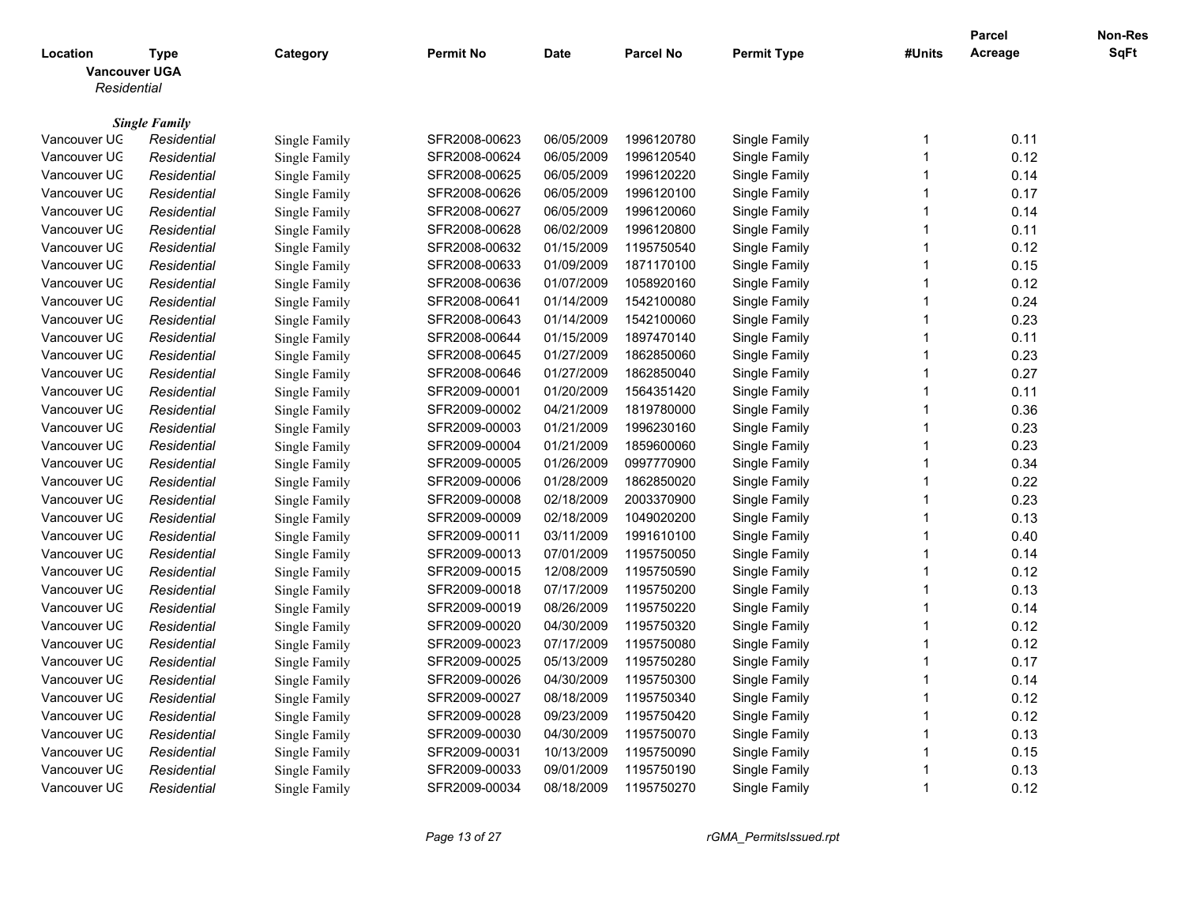| Location | Type | Category | Permit No | Date | Parcel No | Permit Type | #Units | Parcel Acreage | Non-Res SqFt |
|---|---|---|---|---|---|---|---|---|---|
| **Vancouver UGA** | | | | | | | | | |
| *Residential* | | | | | | | | | |
| ***Single Family*** | | | | | | | | | |
| Vancouver UG | *Residential* | Single Family | SFR2008-00623 | 06/05/2009 | 1996120780 | Single Family | 1 | 0.11 | |
| Vancouver UG | *Residential* | Single Family | SFR2008-00624 | 06/05/2009 | 1996120540 | Single Family | 1 | 0.12 | |
| Vancouver UG | *Residential* | Single Family | SFR2008-00625 | 06/05/2009 | 1996120220 | Single Family | 1 | 0.14 | |
| Vancouver UG | *Residential* | Single Family | SFR2008-00626 | 06/05/2009 | 1996120100 | Single Family | 1 | 0.17 | |
| Vancouver UG | *Residential* | Single Family | SFR2008-00627 | 06/05/2009 | 1996120060 | Single Family | 1 | 0.14 | |
| Vancouver UG | *Residential* | Single Family | SFR2008-00628 | 06/02/2009 | 1996120800 | Single Family | 1 | 0.11 | |
| Vancouver UG | *Residential* | Single Family | SFR2008-00632 | 01/15/2009 | 1195750540 | Single Family | 1 | 0.12 | |
| Vancouver UG | *Residential* | Single Family | SFR2008-00633 | 01/09/2009 | 1871170100 | Single Family | 1 | 0.15 | |
| Vancouver UG | *Residential* | Single Family | SFR2008-00636 | 01/07/2009 | 1058920160 | Single Family | 1 | 0.12 | |
| Vancouver UG | *Residential* | Single Family | SFR2008-00641 | 01/14/2009 | 1542100080 | Single Family | 1 | 0.24 | |
| Vancouver UG | *Residential* | Single Family | SFR2008-00643 | 01/14/2009 | 1542100060 | Single Family | 1 | 0.23 | |
| Vancouver UG | *Residential* | Single Family | SFR2008-00644 | 01/15/2009 | 1897470140 | Single Family | 1 | 0.11 | |
| Vancouver UG | *Residential* | Single Family | SFR2008-00645 | 01/27/2009 | 1862850060 | Single Family | 1 | 0.23 | |
| Vancouver UG | *Residential* | Single Family | SFR2008-00646 | 01/27/2009 | 1862850040 | Single Family | 1 | 0.27 | |
| Vancouver UG | *Residential* | Single Family | SFR2009-00001 | 01/20/2009 | 1564351420 | Single Family | 1 | 0.11 | |
| Vancouver UG | *Residential* | Single Family | SFR2009-00002 | 04/21/2009 | 1819780000 | Single Family | 1 | 0.36 | |
| Vancouver UG | *Residential* | Single Family | SFR2009-00003 | 01/21/2009 | 1996230160 | Single Family | 1 | 0.23 | |
| Vancouver UG | *Residential* | Single Family | SFR2009-00004 | 01/21/2009 | 1859600060 | Single Family | 1 | 0.23 | |
| Vancouver UG | *Residential* | Single Family | SFR2009-00005 | 01/26/2009 | 0997770900 | Single Family | 1 | 0.34 | |
| Vancouver UG | *Residential* | Single Family | SFR2009-00006 | 01/28/2009 | 1862850020 | Single Family | 1 | 0.22 | |
| Vancouver UG | *Residential* | Single Family | SFR2009-00008 | 02/18/2009 | 2003370900 | Single Family | 1 | 0.23 | |
| Vancouver UG | *Residential* | Single Family | SFR2009-00009 | 02/18/2009 | 1049020200 | Single Family | 1 | 0.13 | |
| Vancouver UG | *Residential* | Single Family | SFR2009-00011 | 03/11/2009 | 1991610100 | Single Family | 1 | 0.40 | |
| Vancouver UG | *Residential* | Single Family | SFR2009-00013 | 07/01/2009 | 1195750050 | Single Family | 1 | 0.14 | |
| Vancouver UG | *Residential* | Single Family | SFR2009-00015 | 12/08/2009 | 1195750590 | Single Family | 1 | 0.12 | |
| Vancouver UG | *Residential* | Single Family | SFR2009-00018 | 07/17/2009 | 1195750200 | Single Family | 1 | 0.13 | |
| Vancouver UG | *Residential* | Single Family | SFR2009-00019 | 08/26/2009 | 1195750220 | Single Family | 1 | 0.14 | |
| Vancouver UG | *Residential* | Single Family | SFR2009-00020 | 04/30/2009 | 1195750320 | Single Family | 1 | 0.12 | |
| Vancouver UG | *Residential* | Single Family | SFR2009-00023 | 07/17/2009 | 1195750080 | Single Family | 1 | 0.12 | |
| Vancouver UG | *Residential* | Single Family | SFR2009-00025 | 05/13/2009 | 1195750280 | Single Family | 1 | 0.17 | |
| Vancouver UG | *Residential* | Single Family | SFR2009-00026 | 04/30/2009 | 1195750300 | Single Family | 1 | 0.14 | |
| Vancouver UG | *Residential* | Single Family | SFR2009-00027 | 08/18/2009 | 1195750340 | Single Family | 1 | 0.12 | |
| Vancouver UG | *Residential* | Single Family | SFR2009-00028 | 09/23/2009 | 1195750420 | Single Family | 1 | 0.12 | |
| Vancouver UG | *Residential* | Single Family | SFR2009-00030 | 04/30/2009 | 1195750070 | Single Family | 1 | 0.13 | |
| Vancouver UG | *Residential* | Single Family | SFR2009-00031 | 10/13/2009 | 1195750090 | Single Family | 1 | 0.15 | |
| Vancouver UG | *Residential* | Single Family | SFR2009-00033 | 09/01/2009 | 1195750190 | Single Family | 1 | 0.13 | |
| Vancouver UG | *Residential* | Single Family | SFR2009-00034 | 08/18/2009 | 1195750270 | Single Family | 1 | 0.12 | |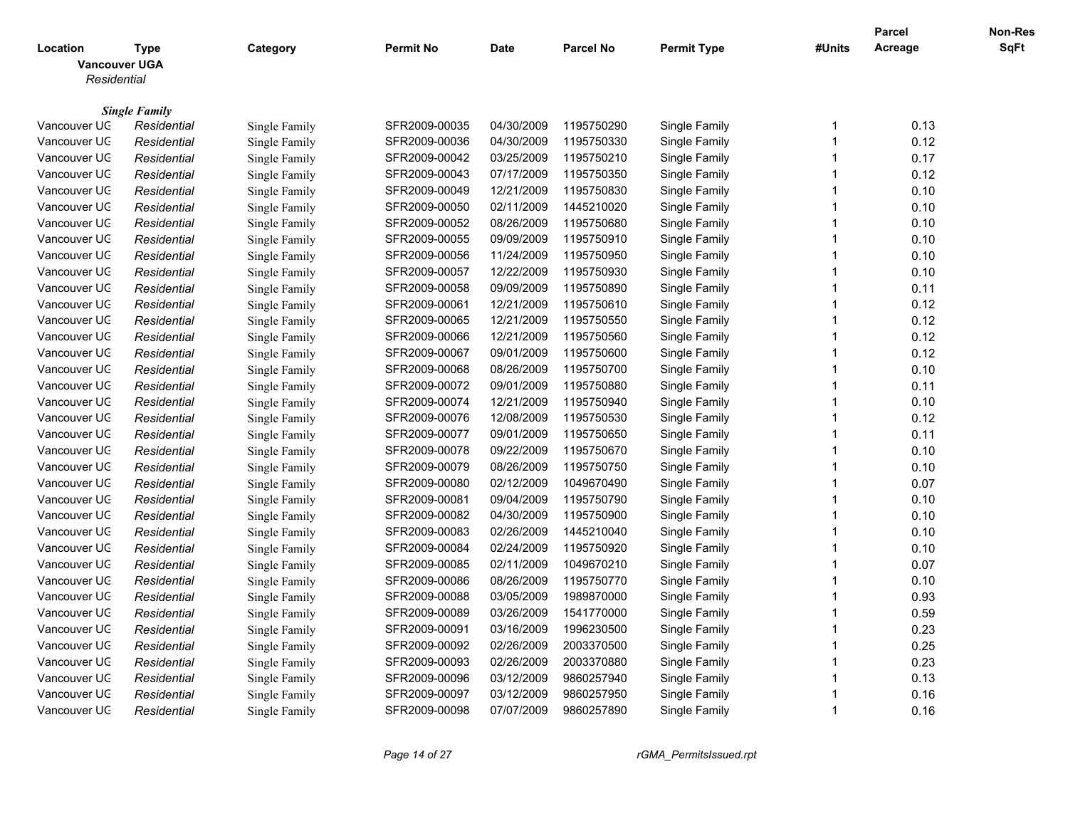| Location | Type | Category | Permit No | Date | Parcel No | Permit Type | #Units | Parcel Acreage | Non-Res SqFt |
|---|---|---|---|---|---|---|---|---|---|
| **Vancouver UGA** | | | | | | | | | |
| *Residential* | | | | | | | | | |
| ***Single Family*** | | | | | | | | | |
| Vancouver UG | *Residential* | Single Family | SFR2009-00035 | 04/30/2009 | 1195750290 | Single Family | 1 | 0.13 | |
| Vancouver UG | *Residential* | Single Family | SFR2009-00036 | 04/30/2009 | 1195750330 | Single Family | 1 | 0.12 | |
| Vancouver UG | *Residential* | Single Family | SFR2009-00042 | 03/25/2009 | 1195750210 | Single Family | 1 | 0.17 | |
| Vancouver UG | *Residential* | Single Family | SFR2009-00043 | 07/17/2009 | 1195750350 | Single Family | 1 | 0.12 | |
| Vancouver UG | *Residential* | Single Family | SFR2009-00049 | 12/21/2009 | 1195750830 | Single Family | 1 | 0.10 | |
| Vancouver UG | *Residential* | Single Family | SFR2009-00050 | 02/11/2009 | 1445210020 | Single Family | 1 | 0.10 | |
| Vancouver UG | *Residential* | Single Family | SFR2009-00052 | 08/26/2009 | 1195750680 | Single Family | 1 | 0.10 | |
| Vancouver UG | *Residential* | Single Family | SFR2009-00055 | 09/09/2009 | 1195750910 | Single Family | 1 | 0.10 | |
| Vancouver UG | *Residential* | Single Family | SFR2009-00056 | 11/24/2009 | 1195750950 | Single Family | 1 | 0.10 | |
| Vancouver UG | *Residential* | Single Family | SFR2009-00057 | 12/22/2009 | 1195750930 | Single Family | 1 | 0.10 | |
| Vancouver UG | *Residential* | Single Family | SFR2009-00058 | 09/09/2009 | 1195750890 | Single Family | 1 | 0.11 | |
| Vancouver UG | *Residential* | Single Family | SFR2009-00061 | 12/21/2009 | 1195750610 | Single Family | 1 | 0.12 | |
| Vancouver UG | *Residential* | Single Family | SFR2009-00065 | 12/21/2009 | 1195750550 | Single Family | 1 | 0.12 | |
| Vancouver UG | *Residential* | Single Family | SFR2009-00066 | 12/21/2009 | 1195750560 | Single Family | 1 | 0.12 | |
| Vancouver UG | *Residential* | Single Family | SFR2009-00067 | 09/01/2009 | 1195750600 | Single Family | 1 | 0.12 | |
| Vancouver UG | *Residential* | Single Family | SFR2009-00068 | 08/26/2009 | 1195750700 | Single Family | 1 | 0.10 | |
| Vancouver UG | *Residential* | Single Family | SFR2009-00072 | 09/01/2009 | 1195750880 | Single Family | 1 | 0.11 | |
| Vancouver UG | *Residential* | Single Family | SFR2009-00074 | 12/21/2009 | 1195750940 | Single Family | 1 | 0.10 | |
| Vancouver UG | *Residential* | Single Family | SFR2009-00076 | 12/08/2009 | 1195750530 | Single Family | 1 | 0.12 | |
| Vancouver UG | *Residential* | Single Family | SFR2009-00077 | 09/01/2009 | 1195750650 | Single Family | 1 | 0.11 | |
| Vancouver UG | *Residential* | Single Family | SFR2009-00078 | 09/22/2009 | 1195750670 | Single Family | 1 | 0.10 | |
| Vancouver UG | *Residential* | Single Family | SFR2009-00079 | 08/26/2009 | 1195750750 | Single Family | 1 | 0.10 | |
| Vancouver UG | *Residential* | Single Family | SFR2009-00080 | 02/12/2009 | 1049670490 | Single Family | 1 | 0.07 | |
| Vancouver UG | *Residential* | Single Family | SFR2009-00081 | 09/04/2009 | 1195750790 | Single Family | 1 | 0.10 | |
| Vancouver UG | *Residential* | Single Family | SFR2009-00082 | 04/30/2009 | 1195750900 | Single Family | 1 | 0.10 | |
| Vancouver UG | *Residential* | Single Family | SFR2009-00083 | 02/26/2009 | 1445210040 | Single Family | 1 | 0.10 | |
| Vancouver UG | *Residential* | Single Family | SFR2009-00084 | 02/24/2009 | 1195750920 | Single Family | 1 | 0.10 | |
| Vancouver UG | *Residential* | Single Family | SFR2009-00085 | 02/11/2009 | 1049670210 | Single Family | 1 | 0.07 | |
| Vancouver UG | *Residential* | Single Family | SFR2009-00086 | 08/26/2009 | 1195750770 | Single Family | 1 | 0.10 | |
| Vancouver UG | *Residential* | Single Family | SFR2009-00088 | 03/05/2009 | 1989870000 | Single Family | 1 | 0.93 | |
| Vancouver UG | *Residential* | Single Family | SFR2009-00089 | 03/26/2009 | 1541770000 | Single Family | 1 | 0.59 | |
| Vancouver UG | *Residential* | Single Family | SFR2009-00091 | 03/16/2009 | 1996230500 | Single Family | 1 | 0.23 | |
| Vancouver UG | *Residential* | Single Family | SFR2009-00092 | 02/26/2009 | 2003370500 | Single Family | 1 | 0.25 | |
| Vancouver UG | *Residential* | Single Family | SFR2009-00093 | 02/26/2009 | 2003370880 | Single Family | 1 | 0.23 | |
| Vancouver UG | *Residential* | Single Family | SFR2009-00096 | 03/12/2009 | 9860257940 | Single Family | 1 | 0.13 | |
| Vancouver UG | *Residential* | Single Family | SFR2009-00097 | 03/12/2009 | 9860257950 | Single Family | 1 | 0.16 | |
| Vancouver UG | *Residential* | Single Family | SFR2009-00098 | 07/07/2009 | 9860257890 | Single Family | 1 | 0.16 | |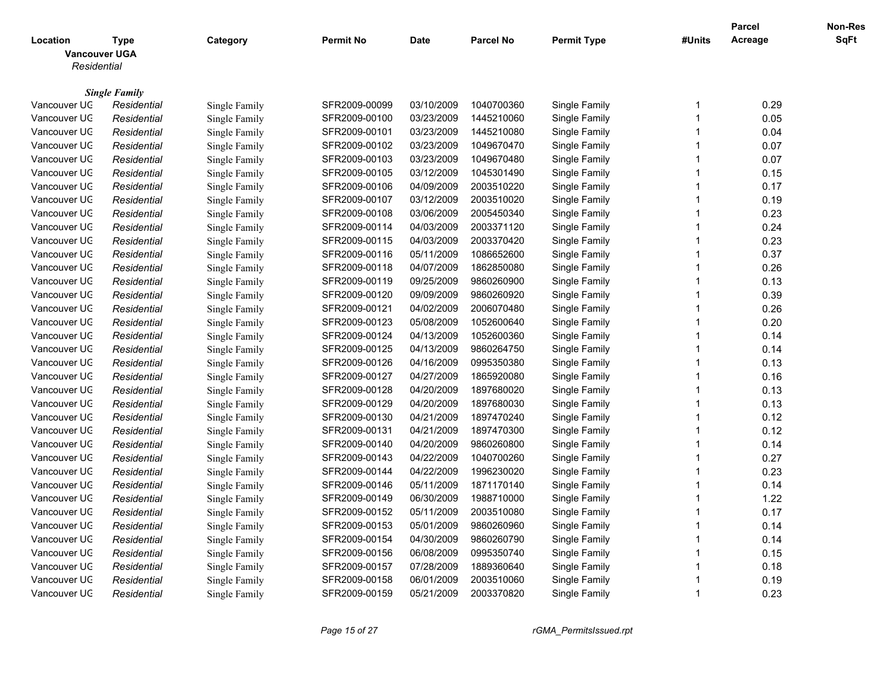| Location | Type | Category | Permit No | Date | Parcel No | Permit Type | #Units | Parcel Acreage | Non-Res SqFt |
|---|---|---|---|---|---|---|---|---|---|
| **Vancouver UGA** | | | | | | | | | |
| *Residential* | | | | | | | | | |
| ***Single Family*** | | | | | | | | | |
| Vancouver UG | *Residential* | Single Family | SFR2009-00099 | 03/10/2009 | 1040700360 | Single Family | 1 | 0.29 | |
| Vancouver UG | *Residential* | Single Family | SFR2009-00100 | 03/23/2009 | 1445210060 | Single Family | 1 | 0.05 | |
| Vancouver UG | *Residential* | Single Family | SFR2009-00101 | 03/23/2009 | 1445210080 | Single Family | 1 | 0.04 | |
| Vancouver UG | *Residential* | Single Family | SFR2009-00102 | 03/23/2009 | 1049670470 | Single Family | 1 | 0.07 | |
| Vancouver UG | *Residential* | Single Family | SFR2009-00103 | 03/23/2009 | 1049670480 | Single Family | 1 | 0.07 | |
| Vancouver UG | *Residential* | Single Family | SFR2009-00105 | 03/12/2009 | 1045301490 | Single Family | 1 | 0.15 | |
| Vancouver UG | *Residential* | Single Family | SFR2009-00106 | 04/09/2009 | 2003510220 | Single Family | 1 | 0.17 | |
| Vancouver UG | *Residential* | Single Family | SFR2009-00107 | 03/12/2009 | 2003510020 | Single Family | 1 | 0.19 | |
| Vancouver UG | *Residential* | Single Family | SFR2009-00108 | 03/06/2009 | 2005450340 | Single Family | 1 | 0.23 | |
| Vancouver UG | *Residential* | Single Family | SFR2009-00114 | 04/03/2009 | 2003371120 | Single Family | 1 | 0.24 | |
| Vancouver UG | *Residential* | Single Family | SFR2009-00115 | 04/03/2009 | 2003370420 | Single Family | 1 | 0.23 | |
| Vancouver UG | *Residential* | Single Family | SFR2009-00116 | 05/11/2009 | 1086652600 | Single Family | 1 | 0.37 | |
| Vancouver UG | *Residential* | Single Family | SFR2009-00118 | 04/07/2009 | 1862850080 | Single Family | 1 | 0.26 | |
| Vancouver UG | *Residential* | Single Family | SFR2009-00119 | 09/25/2009 | 9860260900 | Single Family | 1 | 0.13 | |
| Vancouver UG | *Residential* | Single Family | SFR2009-00120 | 09/09/2009 | 9860260920 | Single Family | 1 | 0.39 | |
| Vancouver UG | *Residential* | Single Family | SFR2009-00121 | 04/02/2009 | 2006070480 | Single Family | 1 | 0.26 | |
| Vancouver UG | *Residential* | Single Family | SFR2009-00123 | 05/08/2009 | 1052600640 | Single Family | 1 | 0.20 | |
| Vancouver UG | *Residential* | Single Family | SFR2009-00124 | 04/13/2009 | 1052600360 | Single Family | 1 | 0.14 | |
| Vancouver UG | *Residential* | Single Family | SFR2009-00125 | 04/13/2009 | 9860264750 | Single Family | 1 | 0.14 | |
| Vancouver UG | *Residential* | Single Family | SFR2009-00126 | 04/16/2009 | 0995350380 | Single Family | 1 | 0.13 | |
| Vancouver UG | *Residential* | Single Family | SFR2009-00127 | 04/27/2009 | 1865920080 | Single Family | 1 | 0.16 | |
| Vancouver UG | *Residential* | Single Family | SFR2009-00128 | 04/20/2009 | 1897680020 | Single Family | 1 | 0.13 | |
| Vancouver UG | *Residential* | Single Family | SFR2009-00129 | 04/20/2009 | 1897680030 | Single Family | 1 | 0.13 | |
| Vancouver UG | *Residential* | Single Family | SFR2009-00130 | 04/21/2009 | 1897470240 | Single Family | 1 | 0.12 | |
| Vancouver UG | *Residential* | Single Family | SFR2009-00131 | 04/21/2009 | 1897470300 | Single Family | 1 | 0.12 | |
| Vancouver UG | *Residential* | Single Family | SFR2009-00140 | 04/20/2009 | 9860260800 | Single Family | 1 | 0.14 | |
| Vancouver UG | *Residential* | Single Family | SFR2009-00143 | 04/22/2009 | 1040700260 | Single Family | 1 | 0.27 | |
| Vancouver UG | *Residential* | Single Family | SFR2009-00144 | 04/22/2009 | 1996230020 | Single Family | 1 | 0.23 | |
| Vancouver UG | *Residential* | Single Family | SFR2009-00146 | 05/11/2009 | 1871170140 | Single Family | 1 | 0.14 | |
| Vancouver UG | *Residential* | Single Family | SFR2009-00149 | 06/30/2009 | 1988710000 | Single Family | 1 | 1.22 | |
| Vancouver UG | *Residential* | Single Family | SFR2009-00152 | 05/11/2009 | 2003510080 | Single Family | 1 | 0.17 | |
| Vancouver UG | *Residential* | Single Family | SFR2009-00153 | 05/01/2009 | 9860260960 | Single Family | 1 | 0.14 | |
| Vancouver UG | *Residential* | Single Family | SFR2009-00154 | 04/30/2009 | 9860260790 | Single Family | 1 | 0.14 | |
| Vancouver UG | *Residential* | Single Family | SFR2009-00156 | 06/08/2009 | 0995350740 | Single Family | 1 | 0.15 | |
| Vancouver UG | *Residential* | Single Family | SFR2009-00157 | 07/28/2009 | 1889360640 | Single Family | 1 | 0.18 | |
| Vancouver UG | *Residential* | Single Family | SFR2009-00158 | 06/01/2009 | 2003510060 | Single Family | 1 | 0.19 | |
| Vancouver UG | *Residential* | Single Family | SFR2009-00159 | 05/21/2009 | 2003370820 | Single Family | 1 | 0.23 | |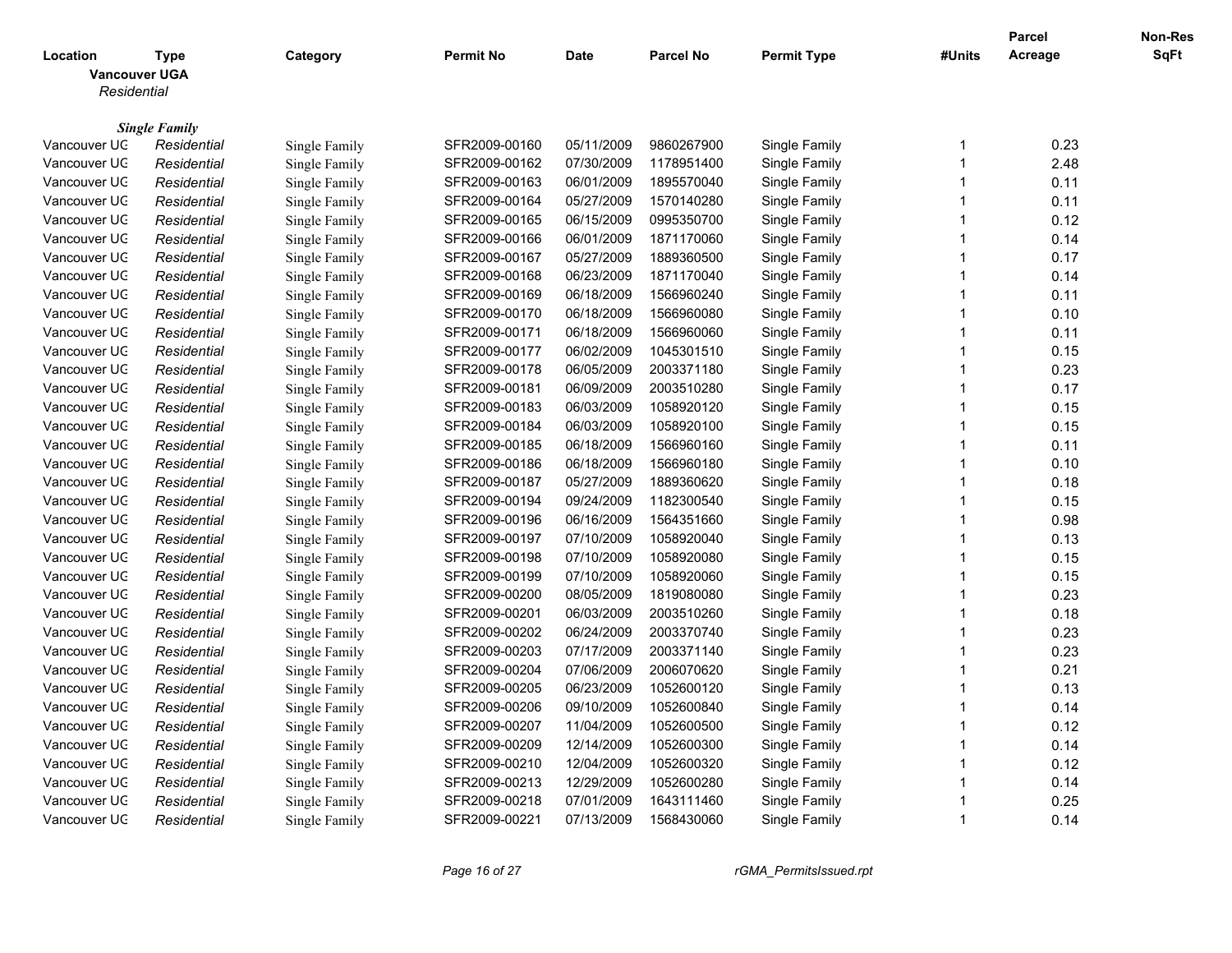| Location | Type | Category | Permit No | Date | Parcel No | Permit Type | #Units | Parcel Acreage | Non-Res SqFt |
|---|---|---|---|---|---|---|---|---|---|
| **Vancouver UGA** | | | | | | | | | |
| *Residential* | | | | | | | | | |
| ***Single Family*** | | | | | | | | | |
| Vancouver UG | Residential | Single Family | SFR2009-00160 | 05/11/2009 | 9860267900 | Single Family | 1 | 0.23 | |
| Vancouver UG | Residential | Single Family | SFR2009-00162 | 07/30/2009 | 1178951400 | Single Family | 1 | 2.48 | |
| Vancouver UG | Residential | Single Family | SFR2009-00163 | 06/01/2009 | 1895570040 | Single Family | 1 | 0.11 | |
| Vancouver UG | Residential | Single Family | SFR2009-00164 | 05/27/2009 | 1570140280 | Single Family | 1 | 0.11 | |
| Vancouver UG | Residential | Single Family | SFR2009-00165 | 06/15/2009 | 0995350700 | Single Family | 1 | 0.12 | |
| Vancouver UG | Residential | Single Family | SFR2009-00166 | 06/01/2009 | 1871170060 | Single Family | 1 | 0.14 | |
| Vancouver UG | Residential | Single Family | SFR2009-00167 | 05/27/2009 | 1889360500 | Single Family | 1 | 0.17 | |
| Vancouver UG | Residential | Single Family | SFR2009-00168 | 06/23/2009 | 1871170040 | Single Family | 1 | 0.14 | |
| Vancouver UG | Residential | Single Family | SFR2009-00169 | 06/18/2009 | 1566960240 | Single Family | 1 | 0.11 | |
| Vancouver UG | Residential | Single Family | SFR2009-00170 | 06/18/2009 | 1566960080 | Single Family | 1 | 0.10 | |
| Vancouver UG | Residential | Single Family | SFR2009-00171 | 06/18/2009 | 1566960060 | Single Family | 1 | 0.11 | |
| Vancouver UG | Residential | Single Family | SFR2009-00177 | 06/02/2009 | 1045301510 | Single Family | 1 | 0.15 | |
| Vancouver UG | Residential | Single Family | SFR2009-00178 | 06/05/2009 | 2003371180 | Single Family | 1 | 0.23 | |
| Vancouver UG | Residential | Single Family | SFR2009-00181 | 06/09/2009 | 2003510280 | Single Family | 1 | 0.17 | |
| Vancouver UG | Residential | Single Family | SFR2009-00183 | 06/03/2009 | 1058920120 | Single Family | 1 | 0.15 | |
| Vancouver UG | Residential | Single Family | SFR2009-00184 | 06/03/2009 | 1058920100 | Single Family | 1 | 0.15 | |
| Vancouver UG | Residential | Single Family | SFR2009-00185 | 06/18/2009 | 1566960160 | Single Family | 1 | 0.11 | |
| Vancouver UG | Residential | Single Family | SFR2009-00186 | 06/18/2009 | 1566960180 | Single Family | 1 | 0.10 | |
| Vancouver UG | Residential | Single Family | SFR2009-00187 | 05/27/2009 | 1889360620 | Single Family | 1 | 0.18 | |
| Vancouver UG | Residential | Single Family | SFR2009-00194 | 09/24/2009 | 1182300540 | Single Family | 1 | 0.15 | |
| Vancouver UG | Residential | Single Family | SFR2009-00196 | 06/16/2009 | 1564351660 | Single Family | 1 | 0.98 | |
| Vancouver UG | Residential | Single Family | SFR2009-00197 | 07/10/2009 | 1058920040 | Single Family | 1 | 0.13 | |
| Vancouver UG | Residential | Single Family | SFR2009-00198 | 07/10/2009 | 1058920080 | Single Family | 1 | 0.15 | |
| Vancouver UG | Residential | Single Family | SFR2009-00199 | 07/10/2009 | 1058920060 | Single Family | 1 | 0.15 | |
| Vancouver UG | Residential | Single Family | SFR2009-00200 | 08/05/2009 | 1819080080 | Single Family | 1 | 0.23 | |
| Vancouver UG | Residential | Single Family | SFR2009-00201 | 06/03/2009 | 2003510260 | Single Family | 1 | 0.18 | |
| Vancouver UG | Residential | Single Family | SFR2009-00202 | 06/24/2009 | 2003370740 | Single Family | 1 | 0.23 | |
| Vancouver UG | Residential | Single Family | SFR2009-00203 | 07/17/2009 | 2003371140 | Single Family | 1 | 0.23 | |
| Vancouver UG | Residential | Single Family | SFR2009-00204 | 07/06/2009 | 2006070620 | Single Family | 1 | 0.21 | |
| Vancouver UG | Residential | Single Family | SFR2009-00205 | 06/23/2009 | 1052600120 | Single Family | 1 | 0.13 | |
| Vancouver UG | Residential | Single Family | SFR2009-00206 | 09/10/2009 | 1052600840 | Single Family | 1 | 0.14 | |
| Vancouver UG | Residential | Single Family | SFR2009-00207 | 11/04/2009 | 1052600500 | Single Family | 1 | 0.12 | |
| Vancouver UG | Residential | Single Family | SFR2009-00209 | 12/14/2009 | 1052600300 | Single Family | 1 | 0.14 | |
| Vancouver UG | Residential | Single Family | SFR2009-00210 | 12/04/2009 | 1052600320 | Single Family | 1 | 0.12 | |
| Vancouver UG | Residential | Single Family | SFR2009-00213 | 12/29/2009 | 1052600280 | Single Family | 1 | 0.14 | |
| Vancouver UG | Residential | Single Family | SFR2009-00218 | 07/01/2009 | 1643111460 | Single Family | 1 | 0.25 | |
| Vancouver UG | Residential | Single Family | SFR2009-00221 | 07/13/2009 | 1568430060 | Single Family | 1 | 0.14 | |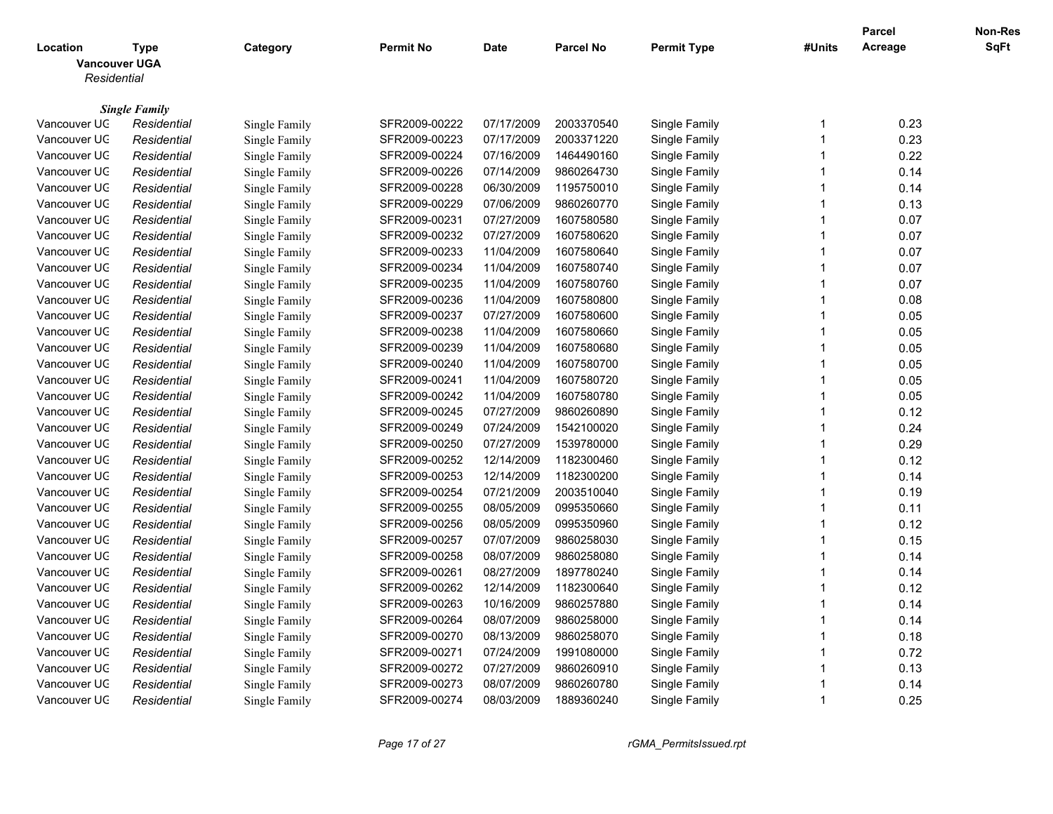| Location | Type | Category | Permit No | Date | Parcel No | Permit Type | #Units | Parcel Acreage | Non-Res SqFt |
|---|---|---|---|---|---|---|---|---|---|

**Vancouver UGA**

*Residential*

***Single Family***

| Location | Type | Category | Permit No | Date | Parcel No | Permit Type | #Units | Parcel Acreage | Non-Res SqFt |
|---|---|---|---|---|---|---|---|---|---|
| Vancouver UG | *Residential* | Single Family | SFR2009-00222 | 07/17/2009 | 2003370540 | Single Family | 1 | 0.23 | |
| Vancouver UG | *Residential* | Single Family | SFR2009-00223 | 07/17/2009 | 2003371220 | Single Family | 1 | 0.23 | |
| Vancouver UG | *Residential* | Single Family | SFR2009-00224 | 07/16/2009 | 1464490160 | Single Family | 1 | 0.22 | |
| Vancouver UG | *Residential* | Single Family | SFR2009-00226 | 07/14/2009 | 9860264730 | Single Family | 1 | 0.14 | |
| Vancouver UG | *Residential* | Single Family | SFR2009-00228 | 06/30/2009 | 1195750010 | Single Family | 1 | 0.14 | |
| Vancouver UG | *Residential* | Single Family | SFR2009-00229 | 07/06/2009 | 9860260770 | Single Family | 1 | 0.13 | |
| Vancouver UG | *Residential* | Single Family | SFR2009-00231 | 07/27/2009 | 1607580580 | Single Family | 1 | 0.07 | |
| Vancouver UG | *Residential* | Single Family | SFR2009-00232 | 07/27/2009 | 1607580620 | Single Family | 1 | 0.07 | |
| Vancouver UG | *Residential* | Single Family | SFR2009-00233 | 11/04/2009 | 1607580640 | Single Family | 1 | 0.07 | |
| Vancouver UG | *Residential* | Single Family | SFR2009-00234 | 11/04/2009 | 1607580740 | Single Family | 1 | 0.07 | |
| Vancouver UG | *Residential* | Single Family | SFR2009-00235 | 11/04/2009 | 1607580760 | Single Family | 1 | 0.07 | |
| Vancouver UG | *Residential* | Single Family | SFR2009-00236 | 11/04/2009 | 1607580800 | Single Family | 1 | 0.08 | |
| Vancouver UG | *Residential* | Single Family | SFR2009-00237 | 07/27/2009 | 1607580600 | Single Family | 1 | 0.05 | |
| Vancouver UG | *Residential* | Single Family | SFR2009-00238 | 11/04/2009 | 1607580660 | Single Family | 1 | 0.05 | |
| Vancouver UG | *Residential* | Single Family | SFR2009-00239 | 11/04/2009 | 1607580680 | Single Family | 1 | 0.05 | |
| Vancouver UG | *Residential* | Single Family | SFR2009-00240 | 11/04/2009 | 1607580700 | Single Family | 1 | 0.05 | |
| Vancouver UG | *Residential* | Single Family | SFR2009-00241 | 11/04/2009 | 1607580720 | Single Family | 1 | 0.05 | |
| Vancouver UG | *Residential* | Single Family | SFR2009-00242 | 11/04/2009 | 1607580780 | Single Family | 1 | 0.05 | |
| Vancouver UG | *Residential* | Single Family | SFR2009-00245 | 07/27/2009 | 9860260890 | Single Family | 1 | 0.12 | |
| Vancouver UG | *Residential* | Single Family | SFR2009-00249 | 07/24/2009 | 1542100020 | Single Family | 1 | 0.24 | |
| Vancouver UG | *Residential* | Single Family | SFR2009-00250 | 07/27/2009 | 1539780000 | Single Family | 1 | 0.29 | |
| Vancouver UG | *Residential* | Single Family | SFR2009-00252 | 12/14/2009 | 1182300460 | Single Family | 1 | 0.12 | |
| Vancouver UG | *Residential* | Single Family | SFR2009-00253 | 12/14/2009 | 1182300200 | Single Family | 1 | 0.14 | |
| Vancouver UG | *Residential* | Single Family | SFR2009-00254 | 07/21/2009 | 2003510040 | Single Family | 1 | 0.19 | |
| Vancouver UG | *Residential* | Single Family | SFR2009-00255 | 08/05/2009 | 0995350660 | Single Family | 1 | 0.11 | |
| Vancouver UG | *Residential* | Single Family | SFR2009-00256 | 08/05/2009 | 0995350960 | Single Family | 1 | 0.12 | |
| Vancouver UG | *Residential* | Single Family | SFR2009-00257 | 07/07/2009 | 9860258030 | Single Family | 1 | 0.15 | |
| Vancouver UG | *Residential* | Single Family | SFR2009-00258 | 08/07/2009 | 9860258080 | Single Family | 1 | 0.14 | |
| Vancouver UG | *Residential* | Single Family | SFR2009-00261 | 08/27/2009 | 1897780240 | Single Family | 1 | 0.14 | |
| Vancouver UG | *Residential* | Single Family | SFR2009-00262 | 12/14/2009 | 1182300640 | Single Family | 1 | 0.12 | |
| Vancouver UG | *Residential* | Single Family | SFR2009-00263 | 10/16/2009 | 9860257880 | Single Family | 1 | 0.14 | |
| Vancouver UG | *Residential* | Single Family | SFR2009-00264 | 08/07/2009 | 9860258000 | Single Family | 1 | 0.14 | |
| Vancouver UG | *Residential* | Single Family | SFR2009-00270 | 08/13/2009 | 9860258070 | Single Family | 1 | 0.18 | |
| Vancouver UG | *Residential* | Single Family | SFR2009-00271 | 07/24/2009 | 1991080000 | Single Family | 1 | 0.72 | |
| Vancouver UG | *Residential* | Single Family | SFR2009-00272 | 07/27/2009 | 9860260910 | Single Family | 1 | 0.13 | |
| Vancouver UG | *Residential* | Single Family | SFR2009-00273 | 08/07/2009 | 9860260780 | Single Family | 1 | 0.14 | |
| Vancouver UG | *Residential* | Single Family | SFR2009-00274 | 08/03/2009 | 1889360240 | Single Family | 1 | 0.25 | |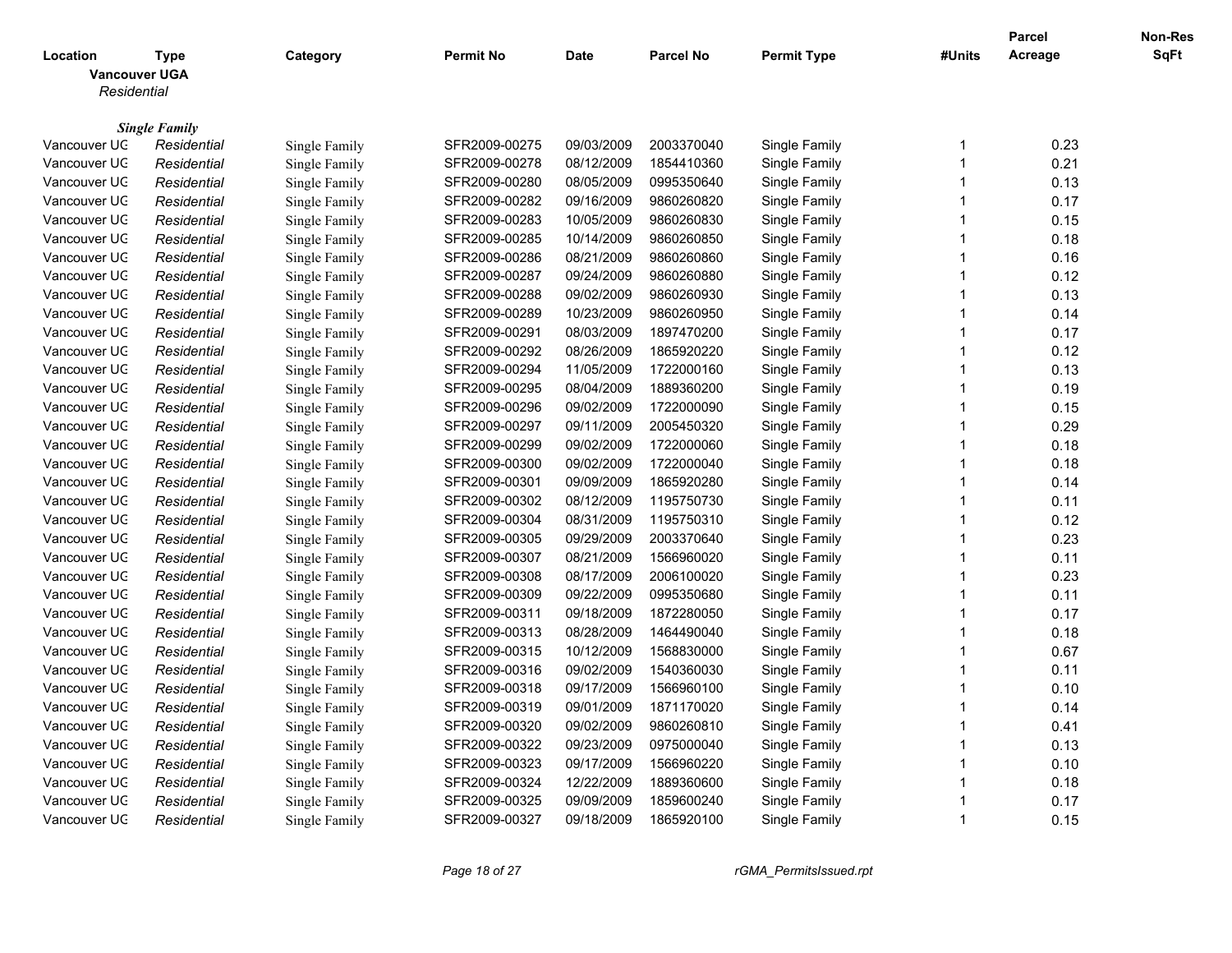| Location | Type | Category | Permit No | Date | Parcel No | Permit Type | #Units | Parcel Acreage | Non-Res SqFt |
|---|---|---|---|---|---|---|---|---|---|
| **Vancouver UGA** | | | | | | | | | |
| *Residential* | | | | | | | | | |
| ***Single Family*** | | | | | | | | | |
| Vancouver UG | *Residential* | Single Family | SFR2009-00275 | 09/03/2009 | 2003370040 | Single Family | 1 | 0.23 | |
| Vancouver UG | *Residential* | Single Family | SFR2009-00278 | 08/12/2009 | 1854410360 | Single Family | 1 | 0.21 | |
| Vancouver UG | *Residential* | Single Family | SFR2009-00280 | 08/05/2009 | 0995350640 | Single Family | 1 | 0.13 | |
| Vancouver UG | *Residential* | Single Family | SFR2009-00282 | 09/16/2009 | 9860260820 | Single Family | 1 | 0.17 | |
| Vancouver UG | *Residential* | Single Family | SFR2009-00283 | 10/05/2009 | 9860260830 | Single Family | 1 | 0.15 | |
| Vancouver UG | *Residential* | Single Family | SFR2009-00285 | 10/14/2009 | 9860260850 | Single Family | 1 | 0.18 | |
| Vancouver UG | *Residential* | Single Family | SFR2009-00286 | 08/21/2009 | 9860260860 | Single Family | 1 | 0.16 | |
| Vancouver UG | *Residential* | Single Family | SFR2009-00287 | 09/24/2009 | 9860260880 | Single Family | 1 | 0.12 | |
| Vancouver UG | *Residential* | Single Family | SFR2009-00288 | 09/02/2009 | 9860260930 | Single Family | 1 | 0.13 | |
| Vancouver UG | *Residential* | Single Family | SFR2009-00289 | 10/23/2009 | 9860260950 | Single Family | 1 | 0.14 | |
| Vancouver UG | *Residential* | Single Family | SFR2009-00291 | 08/03/2009 | 1897470200 | Single Family | 1 | 0.17 | |
| Vancouver UG | *Residential* | Single Family | SFR2009-00292 | 08/26/2009 | 1865920220 | Single Family | 1 | 0.12 | |
| Vancouver UG | *Residential* | Single Family | SFR2009-00294 | 11/05/2009 | 1722000160 | Single Family | 1 | 0.13 | |
| Vancouver UG | *Residential* | Single Family | SFR2009-00295 | 08/04/2009 | 1889360200 | Single Family | 1 | 0.19 | |
| Vancouver UG | *Residential* | Single Family | SFR2009-00296 | 09/02/2009 | 1722000090 | Single Family | 1 | 0.15 | |
| Vancouver UG | *Residential* | Single Family | SFR2009-00297 | 09/11/2009 | 2005450320 | Single Family | 1 | 0.29 | |
| Vancouver UG | *Residential* | Single Family | SFR2009-00299 | 09/02/2009 | 1722000060 | Single Family | 1 | 0.18 | |
| Vancouver UG | *Residential* | Single Family | SFR2009-00300 | 09/02/2009 | 1722000040 | Single Family | 1 | 0.18 | |
| Vancouver UG | *Residential* | Single Family | SFR2009-00301 | 09/09/2009 | 1865920280 | Single Family | 1 | 0.14 | |
| Vancouver UG | *Residential* | Single Family | SFR2009-00302 | 08/12/2009 | 1195750730 | Single Family | 1 | 0.11 | |
| Vancouver UG | *Residential* | Single Family | SFR2009-00304 | 08/31/2009 | 1195750310 | Single Family | 1 | 0.12 | |
| Vancouver UG | *Residential* | Single Family | SFR2009-00305 | 09/29/2009 | 2003370640 | Single Family | 1 | 0.23 | |
| Vancouver UG | *Residential* | Single Family | SFR2009-00307 | 08/21/2009 | 1566960020 | Single Family | 1 | 0.11 | |
| Vancouver UG | *Residential* | Single Family | SFR2009-00308 | 08/17/2009 | 2006100020 | Single Family | 1 | 0.23 | |
| Vancouver UG | *Residential* | Single Family | SFR2009-00309 | 09/22/2009 | 0995350680 | Single Family | 1 | 0.11 | |
| Vancouver UG | *Residential* | Single Family | SFR2009-00311 | 09/18/2009 | 1872280050 | Single Family | 1 | 0.17 | |
| Vancouver UG | *Residential* | Single Family | SFR2009-00313 | 08/28/2009 | 1464490040 | Single Family | 1 | 0.18 | |
| Vancouver UG | *Residential* | Single Family | SFR2009-00315 | 10/12/2009 | 1568830000 | Single Family | 1 | 0.67 | |
| Vancouver UG | *Residential* | Single Family | SFR2009-00316 | 09/02/2009 | 1540360030 | Single Family | 1 | 0.11 | |
| Vancouver UG | *Residential* | Single Family | SFR2009-00318 | 09/17/2009 | 1566960100 | Single Family | 1 | 0.10 | |
| Vancouver UG | *Residential* | Single Family | SFR2009-00319 | 09/01/2009 | 1871170020 | Single Family | 1 | 0.14 | |
| Vancouver UG | *Residential* | Single Family | SFR2009-00320 | 09/02/2009 | 9860260810 | Single Family | 1 | 0.41 | |
| Vancouver UG | *Residential* | Single Family | SFR2009-00322 | 09/23/2009 | 0975000040 | Single Family | 1 | 0.13 | |
| Vancouver UG | *Residential* | Single Family | SFR2009-00323 | 09/17/2009 | 1566960220 | Single Family | 1 | 0.10 | |
| Vancouver UG | *Residential* | Single Family | SFR2009-00324 | 12/22/2009 | 1889360600 | Single Family | 1 | 0.18 | |
| Vancouver UG | *Residential* | Single Family | SFR2009-00325 | 09/09/2009 | 1859600240 | Single Family | 1 | 0.17 | |
| Vancouver UG | *Residential* | Single Family | SFR2009-00327 | 09/18/2009 | 1865920100 | Single Family | 1 | 0.15 | |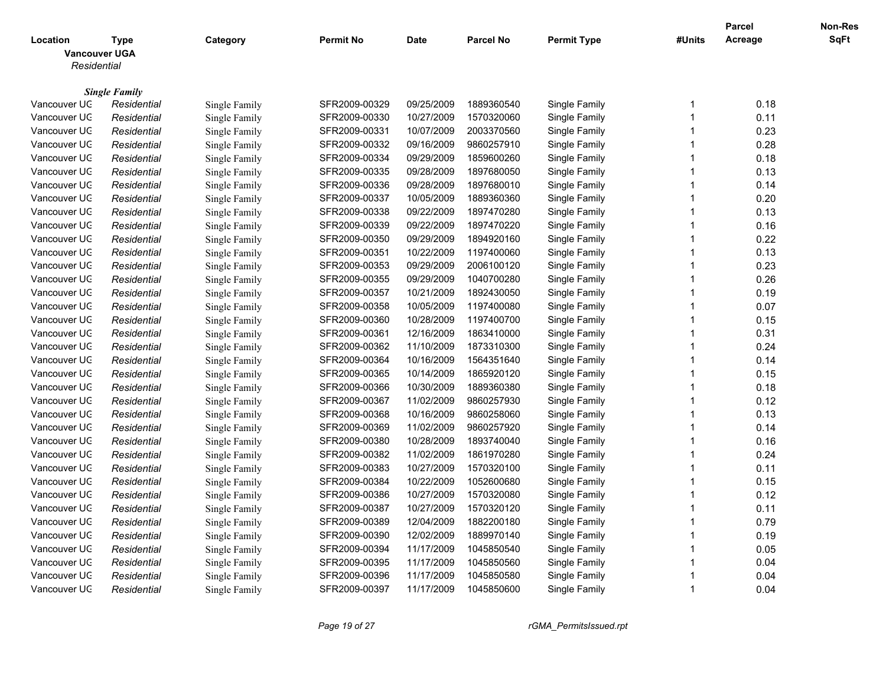| Location | Type | Category | Permit No | Date | Parcel No | Permit Type | #Units | Parcel Acreage | Non-Res SqFt |
|---|---|---|---|---|---|---|---|---|---|

**Vancouver UGA**

*Residential*

***Single Family***

| Location | Type | Category | Permit No | Date | Parcel No | Permit Type | #Units | Parcel Acreage | Non-Res SqFt |
|---|---|---|---|---|---|---|---|---|---|
| Vancouver UG | *Residential* | Single Family | SFR2009-00329 | 09/25/2009 | 1889360540 | Single Family | 1 | 0.18 | |
| Vancouver UG | *Residential* | Single Family | SFR2009-00330 | 10/27/2009 | 1570320060 | Single Family | 1 | 0.11 | |
| Vancouver UG | *Residential* | Single Family | SFR2009-00331 | 10/07/2009 | 2003370560 | Single Family | 1 | 0.23 | |
| Vancouver UG | *Residential* | Single Family | SFR2009-00332 | 09/16/2009 | 9860257910 | Single Family | 1 | 0.28 | |
| Vancouver UG | *Residential* | Single Family | SFR2009-00334 | 09/29/2009 | 1859600260 | Single Family | 1 | 0.18 | |
| Vancouver UG | *Residential* | Single Family | SFR2009-00335 | 09/28/2009 | 1897680050 | Single Family | 1 | 0.13 | |
| Vancouver UG | *Residential* | Single Family | SFR2009-00336 | 09/28/2009 | 1897680010 | Single Family | 1 | 0.14 | |
| Vancouver UG | *Residential* | Single Family | SFR2009-00337 | 10/05/2009 | 1889360360 | Single Family | 1 | 0.20 | |
| Vancouver UG | *Residential* | Single Family | SFR2009-00338 | 09/22/2009 | 1897470280 | Single Family | 1 | 0.13 | |
| Vancouver UG | *Residential* | Single Family | SFR2009-00339 | 09/22/2009 | 1897470220 | Single Family | 1 | 0.16 | |
| Vancouver UG | *Residential* | Single Family | SFR2009-00350 | 09/29/2009 | 1894920160 | Single Family | 1 | 0.22 | |
| Vancouver UG | *Residential* | Single Family | SFR2009-00351 | 10/22/2009 | 1197400060 | Single Family | 1 | 0.13 | |
| Vancouver UG | *Residential* | Single Family | SFR2009-00353 | 09/29/2009 | 2006100120 | Single Family | 1 | 0.23 | |
| Vancouver UG | *Residential* | Single Family | SFR2009-00355 | 09/29/2009 | 1040700280 | Single Family | 1 | 0.26 | |
| Vancouver UG | *Residential* | Single Family | SFR2009-00357 | 10/21/2009 | 1892430050 | Single Family | 1 | 0.19 | |
| Vancouver UG | *Residential* | Single Family | SFR2009-00358 | 10/05/2009 | 1197400080 | Single Family | 1 | 0.07 | |
| Vancouver UG | *Residential* | Single Family | SFR2009-00360 | 10/28/2009 | 1197400700 | Single Family | 1 | 0.15 | |
| Vancouver UG | *Residential* | Single Family | SFR2009-00361 | 12/16/2009 | 1863410000 | Single Family | 1 | 0.31 | |
| Vancouver UG | *Residential* | Single Family | SFR2009-00362 | 11/10/2009 | 1873310300 | Single Family | 1 | 0.24 | |
| Vancouver UG | *Residential* | Single Family | SFR2009-00364 | 10/16/2009 | 1564351640 | Single Family | 1 | 0.14 | |
| Vancouver UG | *Residential* | Single Family | SFR2009-00365 | 10/14/2009 | 1865920120 | Single Family | 1 | 0.15 | |
| Vancouver UG | *Residential* | Single Family | SFR2009-00366 | 10/30/2009 | 1889360380 | Single Family | 1 | 0.18 | |
| Vancouver UG | *Residential* | Single Family | SFR2009-00367 | 11/02/2009 | 9860257930 | Single Family | 1 | 0.12 | |
| Vancouver UG | *Residential* | Single Family | SFR2009-00368 | 10/16/2009 | 9860258060 | Single Family | 1 | 0.13 | |
| Vancouver UG | *Residential* | Single Family | SFR2009-00369 | 11/02/2009 | 9860257920 | Single Family | 1 | 0.14 | |
| Vancouver UG | *Residential* | Single Family | SFR2009-00380 | 10/28/2009 | 1893740040 | Single Family | 1 | 0.16 | |
| Vancouver UG | *Residential* | Single Family | SFR2009-00382 | 11/02/2009 | 1861970280 | Single Family | 1 | 0.24 | |
| Vancouver UG | *Residential* | Single Family | SFR2009-00383 | 10/27/2009 | 1570320100 | Single Family | 1 | 0.11 | |
| Vancouver UG | *Residential* | Single Family | SFR2009-00384 | 10/22/2009 | 1052600680 | Single Family | 1 | 0.15 | |
| Vancouver UG | *Residential* | Single Family | SFR2009-00386 | 10/27/2009 | 1570320080 | Single Family | 1 | 0.12 | |
| Vancouver UG | *Residential* | Single Family | SFR2009-00387 | 10/27/2009 | 1570320120 | Single Family | 1 | 0.11 | |
| Vancouver UG | *Residential* | Single Family | SFR2009-00389 | 12/04/2009 | 1882200180 | Single Family | 1 | 0.79 | |
| Vancouver UG | *Residential* | Single Family | SFR2009-00390 | 12/02/2009 | 1889970140 | Single Family | 1 | 0.19 | |
| Vancouver UG | *Residential* | Single Family | SFR2009-00394 | 11/17/2009 | 1045850540 | Single Family | 1 | 0.05 | |
| Vancouver UG | *Residential* | Single Family | SFR2009-00395 | 11/17/2009 | 1045850560 | Single Family | 1 | 0.04 | |
| Vancouver UG | *Residential* | Single Family | SFR2009-00396 | 11/17/2009 | 1045850580 | Single Family | 1 | 0.04 | |
| Vancouver UG | *Residential* | Single Family | SFR2009-00397 | 11/17/2009 | 1045850600 | Single Family | 1 | 0.04 | |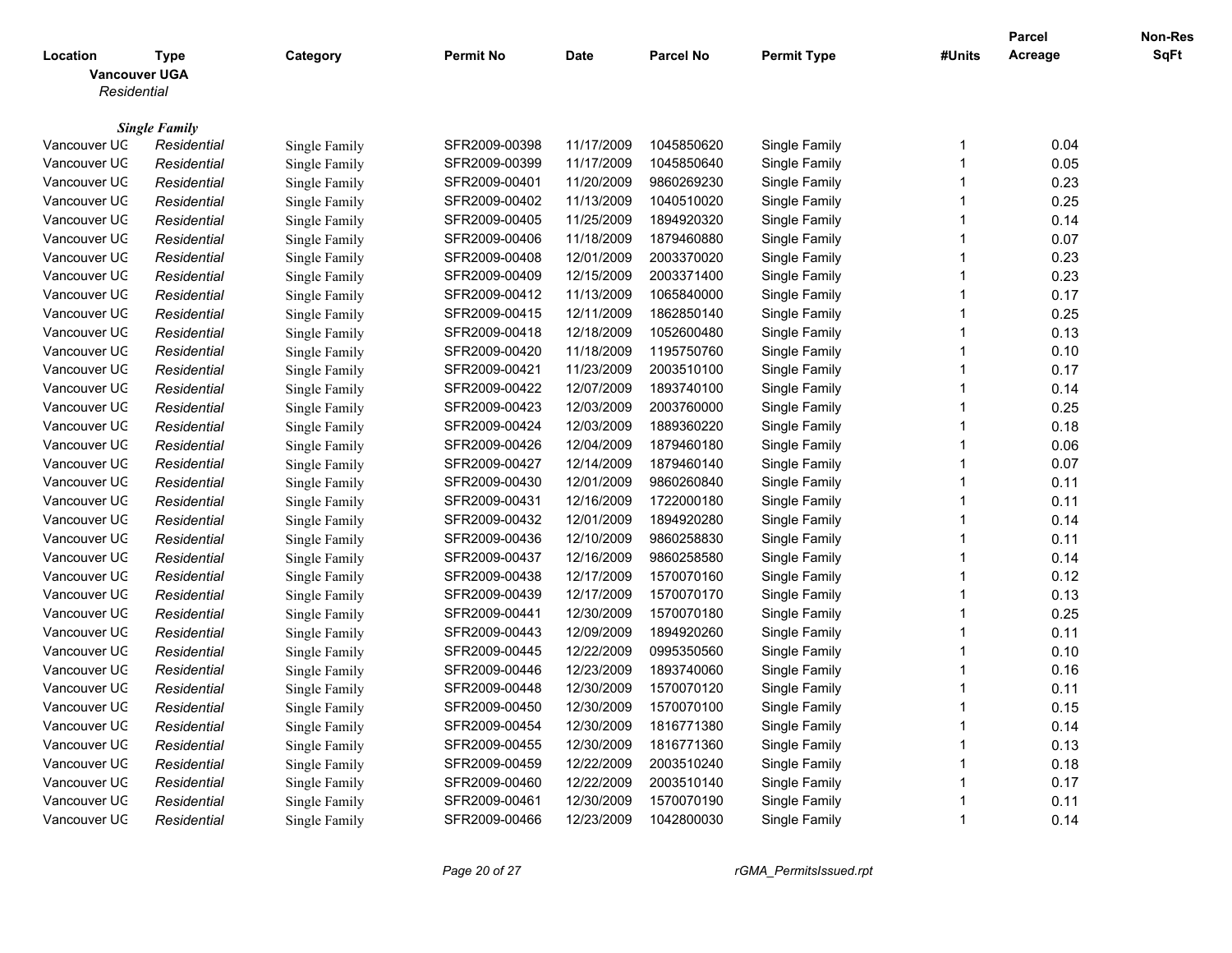| Location | Type | Category | Permit No | Date | Parcel No | Permit Type | #Units | Parcel Acreage | Non-Res SqFt |
|---|---|---|---|---|---|---|---|---|---|

**Vancouver UGA**

*Residential*

***Single Family***

| Location | Type | Category | Permit No | Date | Parcel No | Permit Type | #Units | Parcel Acreage | Non-Res SqFt |
|---|---|---|---|---|---|---|---|---|---|
| Vancouver UG | *Residential* | Single Family | SFR2009-00398 | 11/17/2009 | 1045850620 | Single Family | 1 | 0.04 | |
| Vancouver UG | *Residential* | Single Family | SFR2009-00399 | 11/17/2009 | 1045850640 | Single Family | 1 | 0.05 | |
| Vancouver UG | *Residential* | Single Family | SFR2009-00401 | 11/20/2009 | 9860269230 | Single Family | 1 | 0.23 | |
| Vancouver UG | *Residential* | Single Family | SFR2009-00402 | 11/13/2009 | 1040510020 | Single Family | 1 | 0.25 | |
| Vancouver UG | *Residential* | Single Family | SFR2009-00405 | 11/25/2009 | 1894920320 | Single Family | 1 | 0.14 | |
| Vancouver UG | *Residential* | Single Family | SFR2009-00406 | 11/18/2009 | 1879460880 | Single Family | 1 | 0.07 | |
| Vancouver UG | *Residential* | Single Family | SFR2009-00408 | 12/01/2009 | 2003370020 | Single Family | 1 | 0.23 | |
| Vancouver UG | *Residential* | Single Family | SFR2009-00409 | 12/15/2009 | 2003371400 | Single Family | 1 | 0.23 | |
| Vancouver UG | *Residential* | Single Family | SFR2009-00412 | 11/13/2009 | 1065840000 | Single Family | 1 | 0.17 | |
| Vancouver UG | *Residential* | Single Family | SFR2009-00415 | 12/11/2009 | 1862850140 | Single Family | 1 | 0.25 | |
| Vancouver UG | *Residential* | Single Family | SFR2009-00418 | 12/18/2009 | 1052600480 | Single Family | 1 | 0.13 | |
| Vancouver UG | *Residential* | Single Family | SFR2009-00420 | 11/18/2009 | 1195750760 | Single Family | 1 | 0.10 | |
| Vancouver UG | *Residential* | Single Family | SFR2009-00421 | 11/23/2009 | 2003510100 | Single Family | 1 | 0.17 | |
| Vancouver UG | *Residential* | Single Family | SFR2009-00422 | 12/07/2009 | 1893740100 | Single Family | 1 | 0.14 | |
| Vancouver UG | *Residential* | Single Family | SFR2009-00423 | 12/03/2009 | 2003760000 | Single Family | 1 | 0.25 | |
| Vancouver UG | *Residential* | Single Family | SFR2009-00424 | 12/03/2009 | 1889360220 | Single Family | 1 | 0.18 | |
| Vancouver UG | *Residential* | Single Family | SFR2009-00426 | 12/04/2009 | 1879460180 | Single Family | 1 | 0.06 | |
| Vancouver UG | *Residential* | Single Family | SFR2009-00427 | 12/14/2009 | 1879460140 | Single Family | 1 | 0.07 | |
| Vancouver UG | *Residential* | Single Family | SFR2009-00430 | 12/01/2009 | 9860260840 | Single Family | 1 | 0.11 | |
| Vancouver UG | *Residential* | Single Family | SFR2009-00431 | 12/16/2009 | 1722000180 | Single Family | 1 | 0.11 | |
| Vancouver UG | *Residential* | Single Family | SFR2009-00432 | 12/01/2009 | 1894920280 | Single Family | 1 | 0.14 | |
| Vancouver UG | *Residential* | Single Family | SFR2009-00436 | 12/10/2009 | 9860258830 | Single Family | 1 | 0.11 | |
| Vancouver UG | *Residential* | Single Family | SFR2009-00437 | 12/16/2009 | 9860258580 | Single Family | 1 | 0.14 | |
| Vancouver UG | *Residential* | Single Family | SFR2009-00438 | 12/17/2009 | 1570070160 | Single Family | 1 | 0.12 | |
| Vancouver UG | *Residential* | Single Family | SFR2009-00439 | 12/17/2009 | 1570070170 | Single Family | 1 | 0.13 | |
| Vancouver UG | *Residential* | Single Family | SFR2009-00441 | 12/30/2009 | 1570070180 | Single Family | 1 | 0.25 | |
| Vancouver UG | *Residential* | Single Family | SFR2009-00443 | 12/09/2009 | 1894920260 | Single Family | 1 | 0.11 | |
| Vancouver UG | *Residential* | Single Family | SFR2009-00445 | 12/22/2009 | 0995350560 | Single Family | 1 | 0.10 | |
| Vancouver UG | *Residential* | Single Family | SFR2009-00446 | 12/23/2009 | 1893740060 | Single Family | 1 | 0.16 | |
| Vancouver UG | *Residential* | Single Family | SFR2009-00448 | 12/30/2009 | 1570070120 | Single Family | 1 | 0.11 | |
| Vancouver UG | *Residential* | Single Family | SFR2009-00450 | 12/30/2009 | 1570070100 | Single Family | 1 | 0.15 | |
| Vancouver UG | *Residential* | Single Family | SFR2009-00454 | 12/30/2009 | 1816771380 | Single Family | 1 | 0.14 | |
| Vancouver UG | *Residential* | Single Family | SFR2009-00455 | 12/30/2009 | 1816771360 | Single Family | 1 | 0.13 | |
| Vancouver UG | *Residential* | Single Family | SFR2009-00459 | 12/22/2009 | 2003510240 | Single Family | 1 | 0.18 | |
| Vancouver UG | *Residential* | Single Family | SFR2009-00460 | 12/22/2009 | 2003510140 | Single Family | 1 | 0.17 | |
| Vancouver UG | *Residential* | Single Family | SFR2009-00461 | 12/30/2009 | 1570070190 | Single Family | 1 | 0.11 | |
| Vancouver UG | *Residential* | Single Family | SFR2009-00466 | 12/23/2009 | 1042800030 | Single Family | 1 | 0.14 | |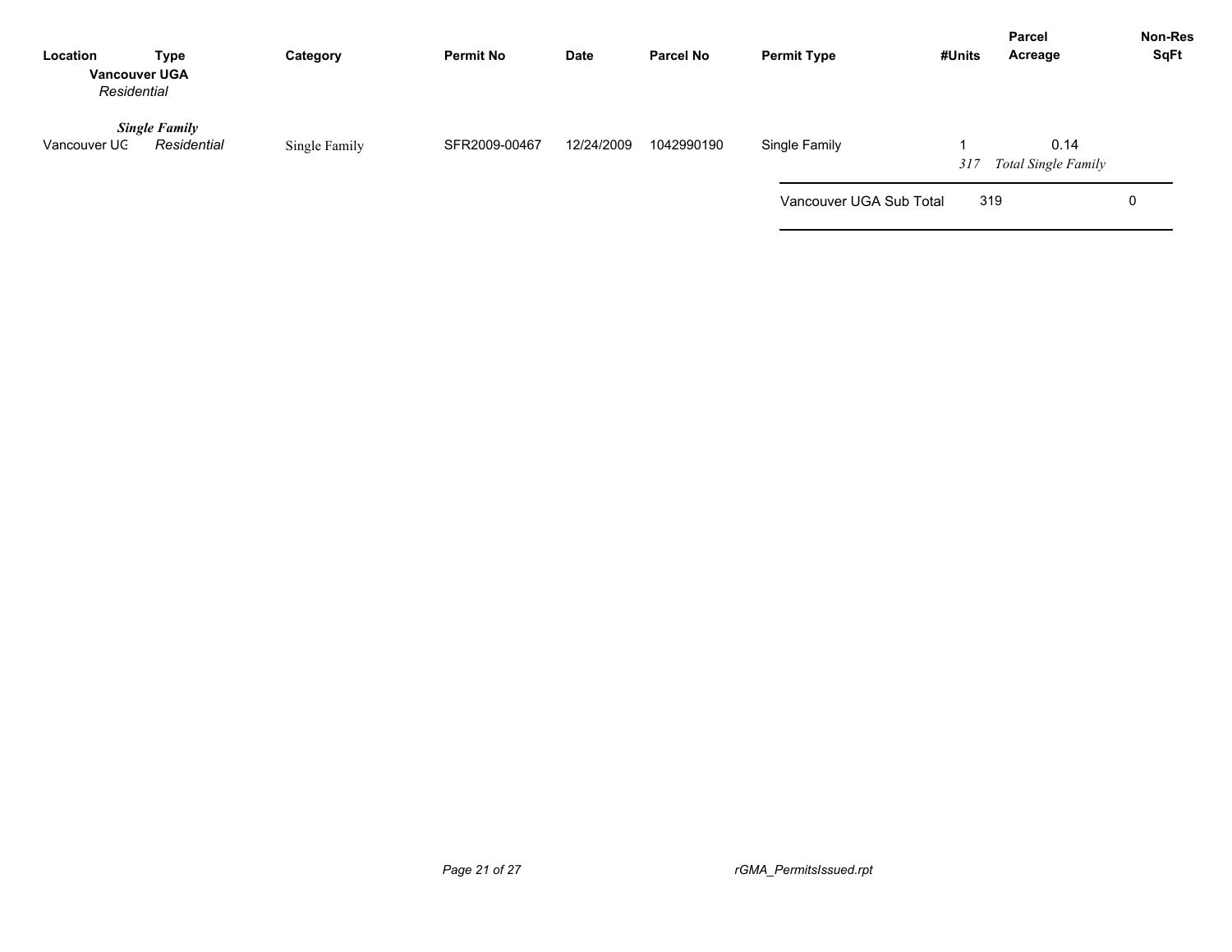| Location | Type | Category | Permit No | Date | Parcel No | Permit Type | #Units | Parcel Acreage | Non-Res SqFt |
|---|---|---|---|---|---|---|---|---|---|
| **Vancouver UGA** | | | | | | | | | |
| *Residential* | | | | | | | | | |
| | ***Single Family*** | | | | | | | | |
| Vancouver UG | *Residential* | Single Family | SFR2009-00467 | 12/24/2009 | 1042990190 | Single Family | 1 | 0.14 | |
| | | | | | | | *317* | *Total Single Family* | |
| | | | | | | Vancouver UGA Sub Total | 319 | | 0 |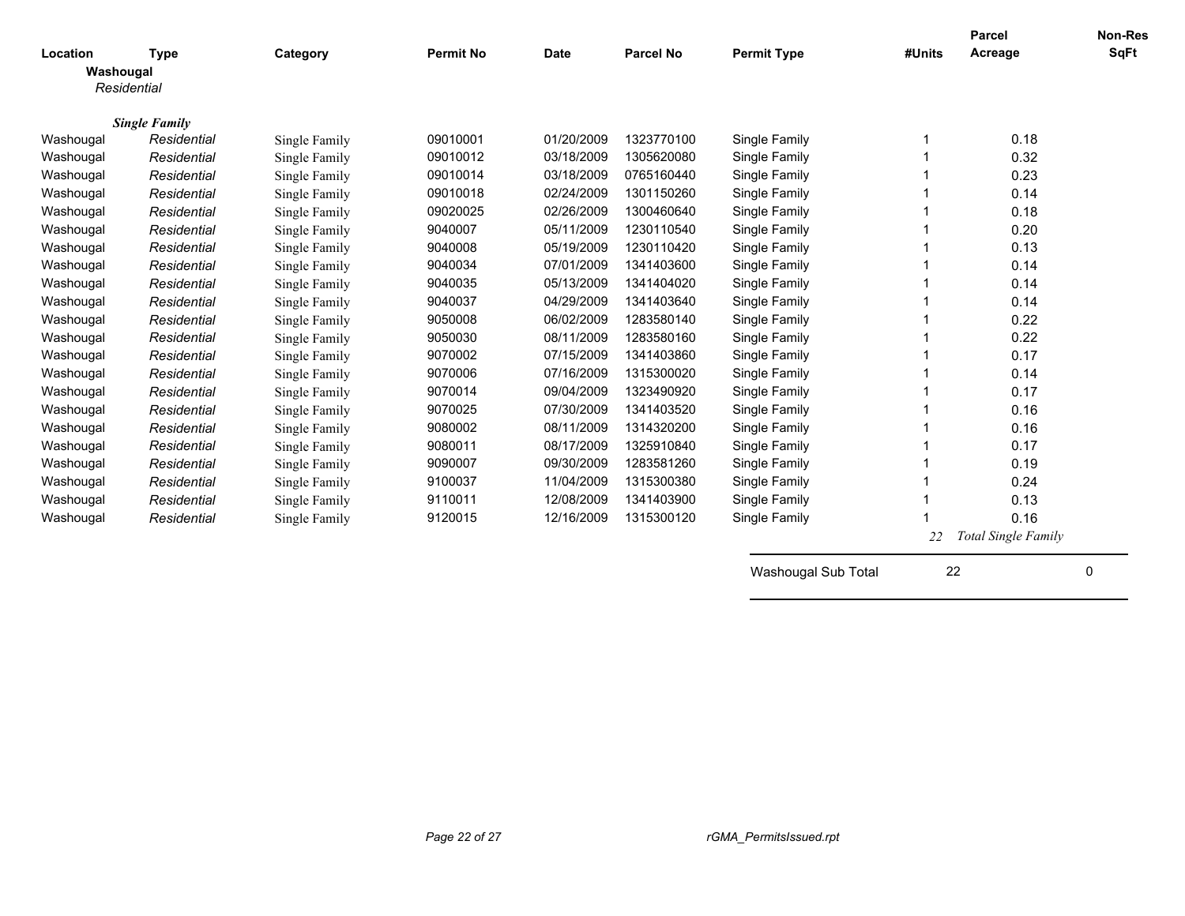| Location | Type | Category | Permit No | Date | Parcel No | Permit Type | #Units | Parcel Acreage | Non-Res SqFt |
|---|---|---|---|---|---|---|---|---|---|
| **Washougal** | | | | | | | | | |
| *Residential* | | | | | | | | | |
| ***Single Family*** | | | | | | | | | |
| Washougal | *Residential* | Single Family | 09010001 | 01/20/2009 | 1323770100 | Single Family | 1 | 0.18 | |
| Washougal | *Residential* | Single Family | 09010012 | 03/18/2009 | 1305620080 | Single Family | 1 | 0.32 | |
| Washougal | *Residential* | Single Family | 09010014 | 03/18/2009 | 0765160440 | Single Family | 1 | 0.23 | |
| Washougal | *Residential* | Single Family | 09010018 | 02/24/2009 | 1301150260 | Single Family | 1 | 0.14 | |
| Washougal | *Residential* | Single Family | 09020025 | 02/26/2009 | 1300460640 | Single Family | 1 | 0.18 | |
| Washougal | *Residential* | Single Family | 9040007 | 05/11/2009 | 1230110540 | Single Family | 1 | 0.20 | |
| Washougal | *Residential* | Single Family | 9040008 | 05/19/2009 | 1230110420 | Single Family | 1 | 0.13 | |
| Washougal | *Residential* | Single Family | 9040034 | 07/01/2009 | 1341403600 | Single Family | 1 | 0.14 | |
| Washougal | *Residential* | Single Family | 9040035 | 05/13/2009 | 1341404020 | Single Family | 1 | 0.14 | |
| Washougal | *Residential* | Single Family | 9040037 | 04/29/2009 | 1341403640 | Single Family | 1 | 0.14 | |
| Washougal | *Residential* | Single Family | 9050008 | 06/02/2009 | 1283580140 | Single Family | 1 | 0.22 | |
| Washougal | *Residential* | Single Family | 9050030 | 08/11/2009 | 1283580160 | Single Family | 1 | 0.22 | |
| Washougal | *Residential* | Single Family | 9070002 | 07/15/2009 | 1341403860 | Single Family | 1 | 0.17 | |
| Washougal | *Residential* | Single Family | 9070006 | 07/16/2009 | 1315300020 | Single Family | 1 | 0.14 | |
| Washougal | *Residential* | Single Family | 9070014 | 09/04/2009 | 1323490920 | Single Family | 1 | 0.17 | |
| Washougal | *Residential* | Single Family | 9070025 | 07/30/2009 | 1341403520 | Single Family | 1 | 0.16 | |
| Washougal | *Residential* | Single Family | 9080002 | 08/11/2009 | 1314320200 | Single Family | 1 | 0.16 | |
| Washougal | *Residential* | Single Family | 9080011 | 08/17/2009 | 1325910840 | Single Family | 1 | 0.17 | |
| Washougal | *Residential* | Single Family | 9090007 | 09/30/2009 | 1283581260 | Single Family | 1 | 0.19 | |
| Washougal | *Residential* | Single Family | 9100037 | 11/04/2009 | 1315300380 | Single Family | 1 | 0.24 | |
| Washougal | *Residential* | Single Family | 9110011 | 12/08/2009 | 1341403900 | Single Family | 1 | 0.13 | |
| Washougal | *Residential* | Single Family | 9120015 | 12/16/2009 | 1315300120 | Single Family | 1 | 0.16 | |
| | | | | | | | *22* | *Total Single Family* | |
| | | | | | | Washougal Sub Total | 22 | | 0 |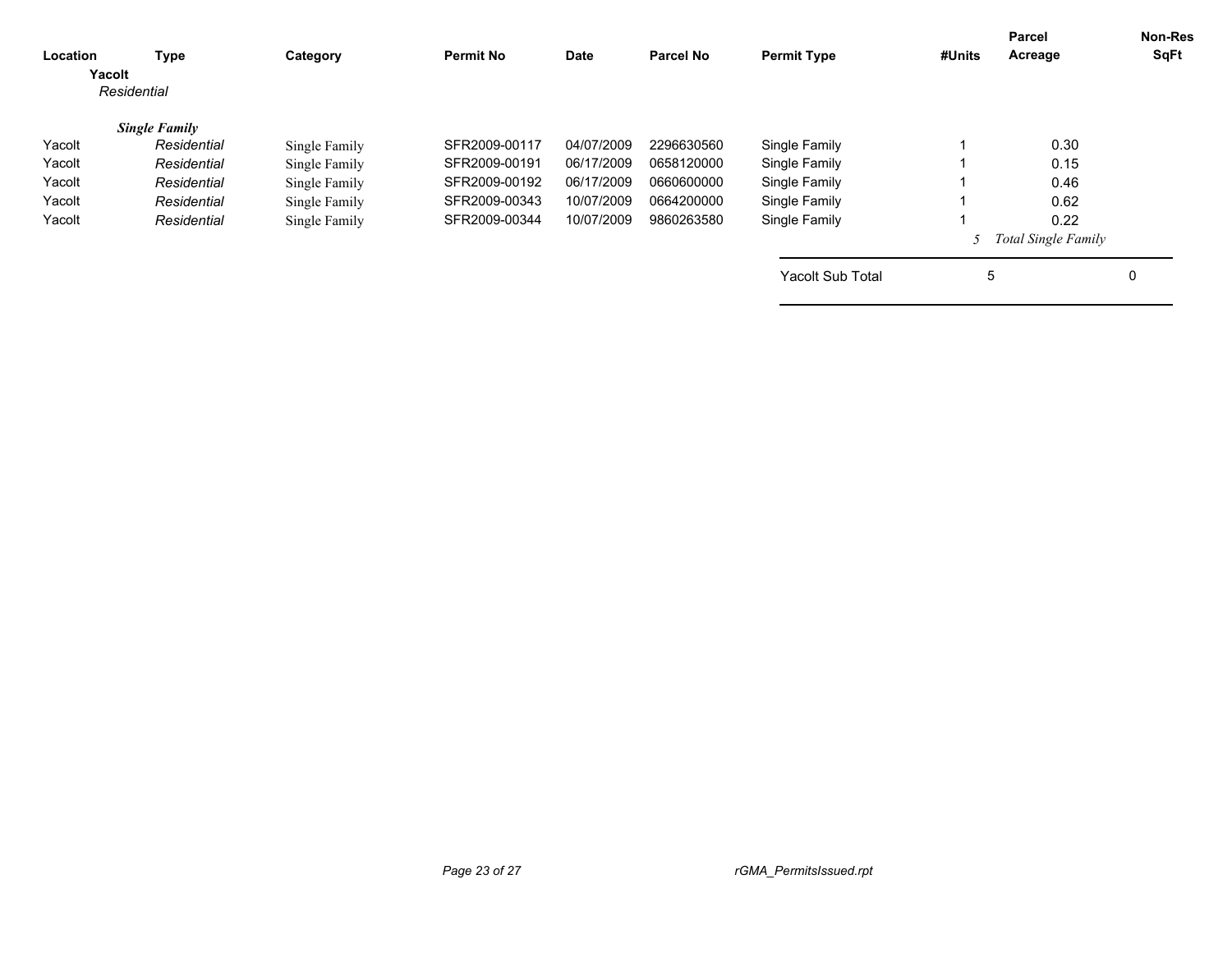| Location | Type | Category | Permit No | Date | Parcel No | Permit Type | #Units | Parcel Acreage | Non-Res SqFt |
|---|---|---|---|---|---|---|---|---|---|
| **Yacolt** | | | | | | | | | |
| *Residential* | | | | | | | | | |
| | ***Single Family*** | | | | | | | | |
| Yacolt | *Residential* | Single Family | SFR2009-00117 | 04/07/2009 | 2296630560 | Single Family | 1 | 0.30 | |
| Yacolt | *Residential* | Single Family | SFR2009-00191 | 06/17/2009 | 0658120000 | Single Family | 1 | 0.15 | |
| Yacolt | *Residential* | Single Family | SFR2009-00192 | 06/17/2009 | 0660600000 | Single Family | 1 | 0.46 | |
| Yacolt | *Residential* | Single Family | SFR2009-00343 | 10/07/2009 | 0664200000 | Single Family | 1 | 0.62 | |
| Yacolt | *Residential* | Single Family | SFR2009-00344 | 10/07/2009 | 9860263580 | Single Family | 1 | 0.22 | |
| | | | | | | | *5* | *Total Single Family* | |
| | | | | | | Yacolt Sub Total | 5 | | 0 |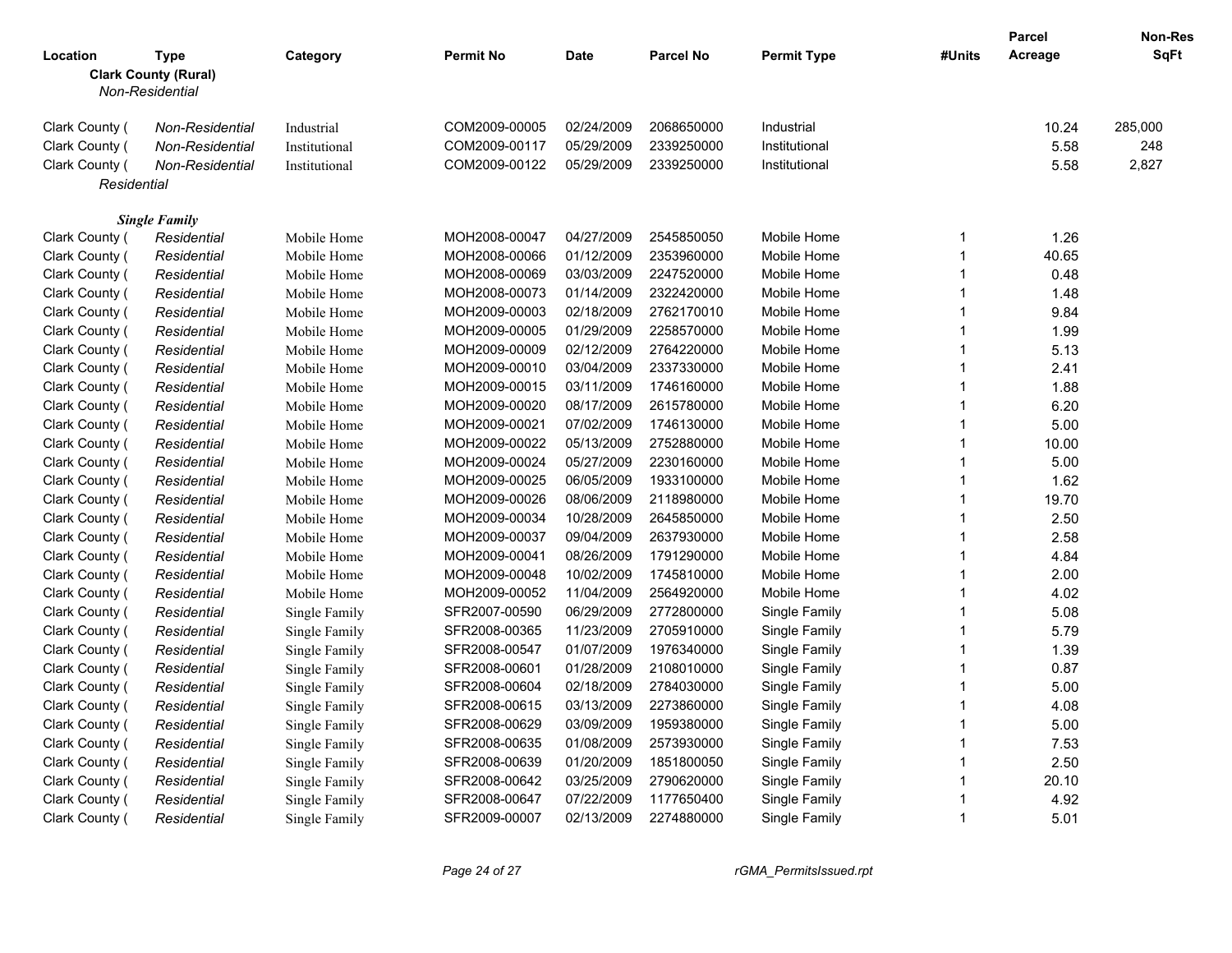| Location | Type | Category | Permit No | Date | Parcel No | Permit Type | #Units | Parcel Acreage | Non-Res SqFt |
|---|---|---|---|---|---|---|---|---|---|
| **Clark County (Rural)** | | | | | | | | | |
| *Non-Residential* | | | | | | | | | |
| Clark County ( | *Non-Residential* | Industrial | COM2009-00005 | 02/24/2009 | 2068650000 | Industrial | | 10.24 | 285,000 |
| Clark County ( | *Non-Residential* | Institutional | COM2009-00117 | 05/29/2009 | 2339250000 | Institutional | | 5.58 | 248 |
| Clark County ( | *Non-Residential* | Institutional | COM2009-00122 | 05/29/2009 | 2339250000 | Institutional | | 5.58 | 2,827 |
| *Residential* | | | | | | | | | |
| ***Single Family*** | | | | | | | | | |
| Clark County ( | *Residential* | Mobile Home | MOH2008-00047 | 04/27/2009 | 2545850050 | Mobile Home | 1 | 1.26 | |
| Clark County ( | *Residential* | Mobile Home | MOH2008-00066 | 01/12/2009 | 2353960000 | Mobile Home | 1 | 40.65 | |
| Clark County ( | *Residential* | Mobile Home | MOH2008-00069 | 03/03/2009 | 2247520000 | Mobile Home | 1 | 0.48 | |
| Clark County ( | *Residential* | Mobile Home | MOH2008-00073 | 01/14/2009 | 2322420000 | Mobile Home | 1 | 1.48 | |
| Clark County ( | *Residential* | Mobile Home | MOH2009-00003 | 02/18/2009 | 2762170010 | Mobile Home | 1 | 9.84 | |
| Clark County ( | *Residential* | Mobile Home | MOH2009-00005 | 01/29/2009 | 2258570000 | Mobile Home | 1 | 1.99 | |
| Clark County ( | *Residential* | Mobile Home | MOH2009-00009 | 02/12/2009 | 2764220000 | Mobile Home | 1 | 5.13 | |
| Clark County ( | *Residential* | Mobile Home | MOH2009-00010 | 03/04/2009 | 2337330000 | Mobile Home | 1 | 2.41 | |
| Clark County ( | *Residential* | Mobile Home | MOH2009-00015 | 03/11/2009 | 1746160000 | Mobile Home | 1 | 1.88 | |
| Clark County ( | *Residential* | Mobile Home | MOH2009-00020 | 08/17/2009 | 2615780000 | Mobile Home | 1 | 6.20 | |
| Clark County ( | *Residential* | Mobile Home | MOH2009-00021 | 07/02/2009 | 1746130000 | Mobile Home | 1 | 5.00 | |
| Clark County ( | *Residential* | Mobile Home | MOH2009-00022 | 05/13/2009 | 2752880000 | Mobile Home | 1 | 10.00 | |
| Clark County ( | *Residential* | Mobile Home | MOH2009-00024 | 05/27/2009 | 2230160000 | Mobile Home | 1 | 5.00 | |
| Clark County ( | *Residential* | Mobile Home | MOH2009-00025 | 06/05/2009 | 1933100000 | Mobile Home | 1 | 1.62 | |
| Clark County ( | *Residential* | Mobile Home | MOH2009-00026 | 08/06/2009 | 2118980000 | Mobile Home | 1 | 19.70 | |
| Clark County ( | *Residential* | Mobile Home | MOH2009-00034 | 10/28/2009 | 2645850000 | Mobile Home | 1 | 2.50 | |
| Clark County ( | *Residential* | Mobile Home | MOH2009-00037 | 09/04/2009 | 2637930000 | Mobile Home | 1 | 2.58 | |
| Clark County ( | *Residential* | Mobile Home | MOH2009-00041 | 08/26/2009 | 1791290000 | Mobile Home | 1 | 4.84 | |
| Clark County ( | *Residential* | Mobile Home | MOH2009-00048 | 10/02/2009 | 1745810000 | Mobile Home | 1 | 2.00 | |
| Clark County ( | *Residential* | Mobile Home | MOH2009-00052 | 11/04/2009 | 2564920000 | Mobile Home | 1 | 4.02 | |
| Clark County ( | *Residential* | Single Family | SFR2007-00590 | 06/29/2009 | 2772800000 | Single Family | 1 | 5.08 | |
| Clark County ( | *Residential* | Single Family | SFR2008-00365 | 11/23/2009 | 2705910000 | Single Family | 1 | 5.79 | |
| Clark County ( | *Residential* | Single Family | SFR2008-00547 | 01/07/2009 | 1976340000 | Single Family | 1 | 1.39 | |
| Clark County ( | *Residential* | Single Family | SFR2008-00601 | 01/28/2009 | 2108010000 | Single Family | 1 | 0.87 | |
| Clark County ( | *Residential* | Single Family | SFR2008-00604 | 02/18/2009 | 2784030000 | Single Family | 1 | 5.00 | |
| Clark County ( | *Residential* | Single Family | SFR2008-00615 | 03/13/2009 | 2273860000 | Single Family | 1 | 4.08 | |
| Clark County ( | *Residential* | Single Family | SFR2008-00629 | 03/09/2009 | 1959380000 | Single Family | 1 | 5.00 | |
| Clark County ( | *Residential* | Single Family | SFR2008-00635 | 01/08/2009 | 2573930000 | Single Family | 1 | 7.53 | |
| Clark County ( | *Residential* | Single Family | SFR2008-00639 | 01/20/2009 | 1851800050 | Single Family | 1 | 2.50 | |
| Clark County ( | *Residential* | Single Family | SFR2008-00642 | 03/25/2009 | 2790620000 | Single Family | 1 | 20.10 | |
| Clark County ( | *Residential* | Single Family | SFR2008-00647 | 07/22/2009 | 1177650400 | Single Family | 1 | 4.92 | |
| Clark County ( | *Residential* | Single Family | SFR2009-00007 | 02/13/2009 | 2274880000 | Single Family | 1 | 5.01 | |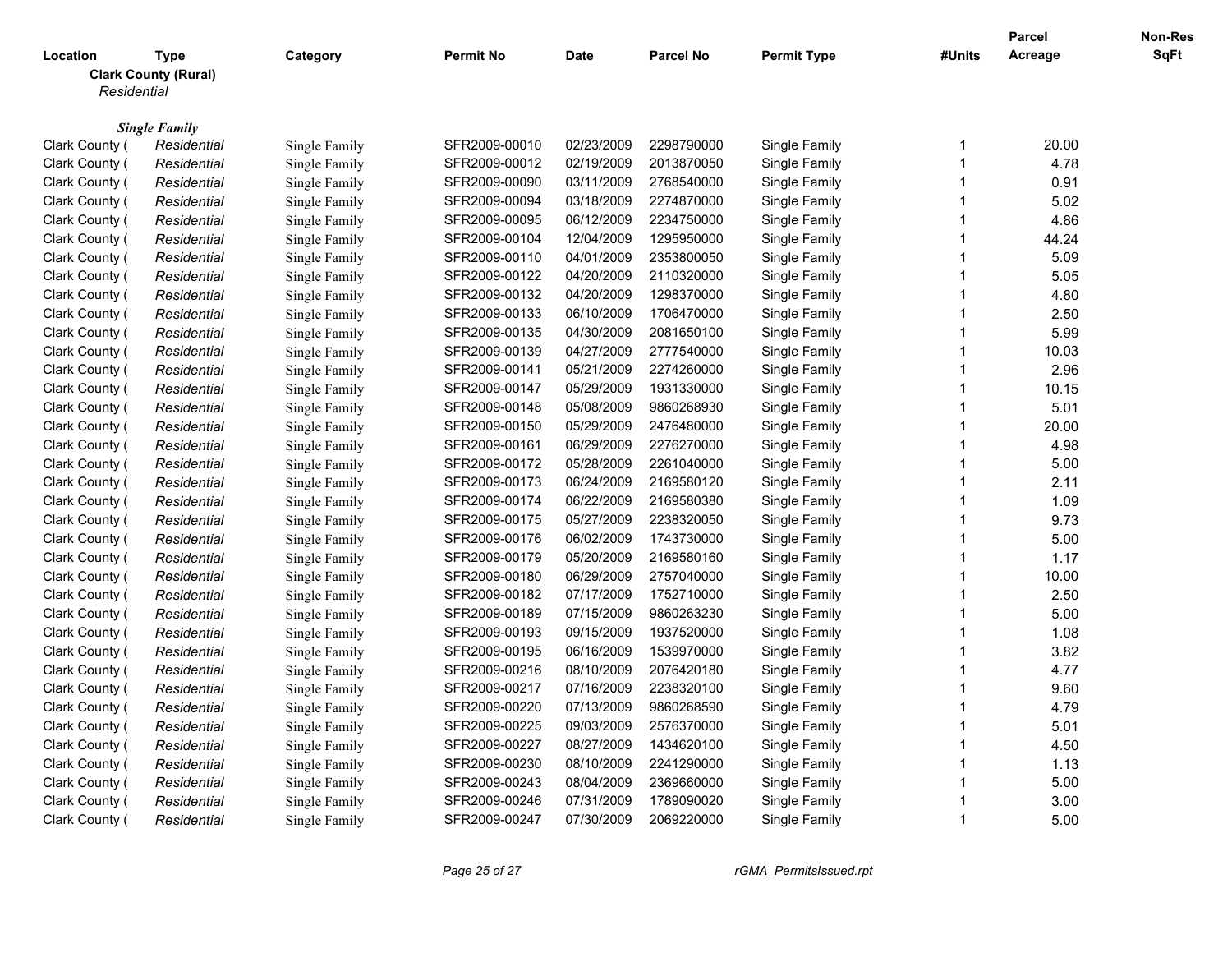| Location | Type | Category | Permit No | Date | Parcel No | Permit Type | #Units | Parcel Acreage | Non-Res SqFt |
|---|---|---|---|---|---|---|---|---|---|

**Clark County (Rural)**

*Residential*

***Single Family***

| Location | Type | Category | Permit No | Date | Parcel No | Permit Type | #Units | Parcel Acreage | Non-Res SqFt |
|---|---|---|---|---|---|---|---|---|---|
| Clark County ( | *Residential* | Single Family | SFR2009-00010 | 02/23/2009 | 2298790000 | Single Family | 1 | 20.00 | |
| Clark County ( | *Residential* | Single Family | SFR2009-00012 | 02/19/2009 | 2013870050 | Single Family | 1 | 4.78 | |
| Clark County ( | *Residential* | Single Family | SFR2009-00090 | 03/11/2009 | 2768540000 | Single Family | 1 | 0.91 | |
| Clark County ( | *Residential* | Single Family | SFR2009-00094 | 03/18/2009 | 2274870000 | Single Family | 1 | 5.02 | |
| Clark County ( | *Residential* | Single Family | SFR2009-00095 | 06/12/2009 | 2234750000 | Single Family | 1 | 4.86 | |
| Clark County ( | *Residential* | Single Family | SFR2009-00104 | 12/04/2009 | 1295950000 | Single Family | 1 | 44.24 | |
| Clark County ( | *Residential* | Single Family | SFR2009-00110 | 04/01/2009 | 2353800050 | Single Family | 1 | 5.09 | |
| Clark County ( | *Residential* | Single Family | SFR2009-00122 | 04/20/2009 | 2110320000 | Single Family | 1 | 5.05 | |
| Clark County ( | *Residential* | Single Family | SFR2009-00132 | 04/20/2009 | 1298370000 | Single Family | 1 | 4.80 | |
| Clark County ( | *Residential* | Single Family | SFR2009-00133 | 06/10/2009 | 1706470000 | Single Family | 1 | 2.50 | |
| Clark County ( | *Residential* | Single Family | SFR2009-00135 | 04/30/2009 | 2081650100 | Single Family | 1 | 5.99 | |
| Clark County ( | *Residential* | Single Family | SFR2009-00139 | 04/27/2009 | 2777540000 | Single Family | 1 | 10.03 | |
| Clark County ( | *Residential* | Single Family | SFR2009-00141 | 05/21/2009 | 2274260000 | Single Family | 1 | 2.96 | |
| Clark County ( | *Residential* | Single Family | SFR2009-00147 | 05/29/2009 | 1931330000 | Single Family | 1 | 10.15 | |
| Clark County ( | *Residential* | Single Family | SFR2009-00148 | 05/08/2009 | 9860268930 | Single Family | 1 | 5.01 | |
| Clark County ( | *Residential* | Single Family | SFR2009-00150 | 05/29/2009 | 2476480000 | Single Family | 1 | 20.00 | |
| Clark County ( | *Residential* | Single Family | SFR2009-00161 | 06/29/2009 | 2276270000 | Single Family | 1 | 4.98 | |
| Clark County ( | *Residential* | Single Family | SFR2009-00172 | 05/28/2009 | 2261040000 | Single Family | 1 | 5.00 | |
| Clark County ( | *Residential* | Single Family | SFR2009-00173 | 06/24/2009 | 2169580120 | Single Family | 1 | 2.11 | |
| Clark County ( | *Residential* | Single Family | SFR2009-00174 | 06/22/2009 | 2169580380 | Single Family | 1 | 1.09 | |
| Clark County ( | *Residential* | Single Family | SFR2009-00175 | 05/27/2009 | 2238320050 | Single Family | 1 | 9.73 | |
| Clark County ( | *Residential* | Single Family | SFR2009-00176 | 06/02/2009 | 1743730000 | Single Family | 1 | 5.00 | |
| Clark County ( | *Residential* | Single Family | SFR2009-00179 | 05/20/2009 | 2169580160 | Single Family | 1 | 1.17 | |
| Clark County ( | *Residential* | Single Family | SFR2009-00180 | 06/29/2009 | 2757040000 | Single Family | 1 | 10.00 | |
| Clark County ( | *Residential* | Single Family | SFR2009-00182 | 07/17/2009 | 1752710000 | Single Family | 1 | 2.50 | |
| Clark County ( | *Residential* | Single Family | SFR2009-00189 | 07/15/2009 | 9860263230 | Single Family | 1 | 5.00 | |
| Clark County ( | *Residential* | Single Family | SFR2009-00193 | 09/15/2009 | 1937520000 | Single Family | 1 | 1.08 | |
| Clark County ( | *Residential* | Single Family | SFR2009-00195 | 06/16/2009 | 1539970000 | Single Family | 1 | 3.82 | |
| Clark County ( | *Residential* | Single Family | SFR2009-00216 | 08/10/2009 | 2076420180 | Single Family | 1 | 4.77 | |
| Clark County ( | *Residential* | Single Family | SFR2009-00217 | 07/16/2009 | 2238320100 | Single Family | 1 | 9.60 | |
| Clark County ( | *Residential* | Single Family | SFR2009-00220 | 07/13/2009 | 9860268590 | Single Family | 1 | 4.79 | |
| Clark County ( | *Residential* | Single Family | SFR2009-00225 | 09/03/2009 | 2576370000 | Single Family | 1 | 5.01 | |
| Clark County ( | *Residential* | Single Family | SFR2009-00227 | 08/27/2009 | 1434620100 | Single Family | 1 | 4.50 | |
| Clark County ( | *Residential* | Single Family | SFR2009-00230 | 08/10/2009 | 2241290000 | Single Family | 1 | 1.13 | |
| Clark County ( | *Residential* | Single Family | SFR2009-00243 | 08/04/2009 | 2369660000 | Single Family | 1 | 5.00 | |
| Clark County ( | *Residential* | Single Family | SFR2009-00246 | 07/31/2009 | 1789090020 | Single Family | 1 | 3.00 | |
| Clark County ( | *Residential* | Single Family | SFR2009-00247 | 07/30/2009 | 2069220000 | Single Family | 1 | 5.00 | |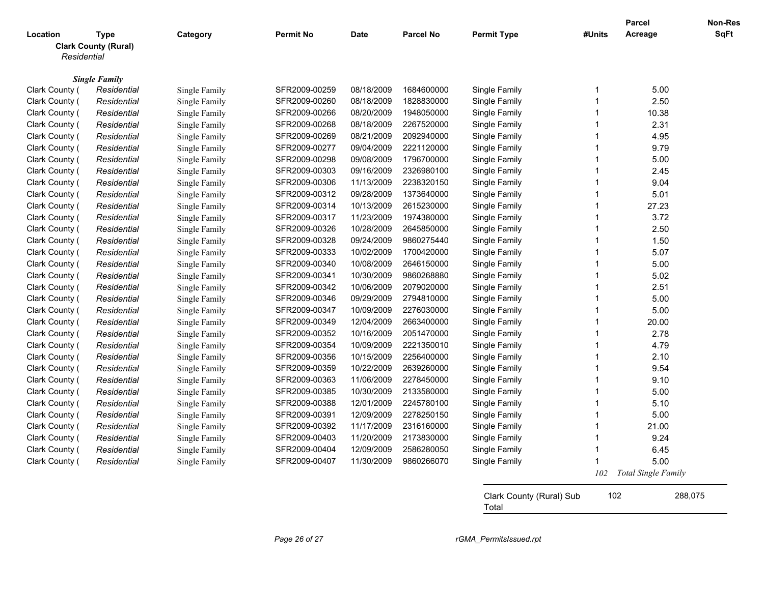| Location | Type | Category | Permit No | Date | Parcel No | Permit Type | #Units | Parcel Acreage | Non-Res SqFt |
|---|---|---|---|---|---|---|---|---|---|
| **Clark County (Rural)** | | | | | | | | | |
| *Residential* | | | | | | | | | |
| ***Single Family*** | | | | | | | | | |
| Clark County ( | Residential | Single Family | SFR2009-00259 | 08/18/2009 | 1684600000 | Single Family | 1 | 5.00 | |
| Clark County ( | Residential | Single Family | SFR2009-00260 | 08/18/2009 | 1828830000 | Single Family | 1 | 2.50 | |
| Clark County ( | Residential | Single Family | SFR2009-00266 | 08/20/2009 | 1948050000 | Single Family | 1 | 10.38 | |
| Clark County ( | Residential | Single Family | SFR2009-00268 | 08/18/2009 | 2267520000 | Single Family | 1 | 2.31 | |
| Clark County ( | Residential | Single Family | SFR2009-00269 | 08/21/2009 | 2092940000 | Single Family | 1 | 4.95 | |
| Clark County ( | Residential | Single Family | SFR2009-00277 | 09/04/2009 | 2221120000 | Single Family | 1 | 9.79 | |
| Clark County ( | Residential | Single Family | SFR2009-00298 | 09/08/2009 | 1796700000 | Single Family | 1 | 5.00 | |
| Clark County ( | Residential | Single Family | SFR2009-00303 | 09/16/2009 | 2326980100 | Single Family | 1 | 2.45 | |
| Clark County ( | Residential | Single Family | SFR2009-00306 | 11/13/2009 | 2238320150 | Single Family | 1 | 9.04 | |
| Clark County ( | Residential | Single Family | SFR2009-00312 | 09/28/2009 | 1373640000 | Single Family | 1 | 5.01 | |
| Clark County ( | Residential | Single Family | SFR2009-00314 | 10/13/2009 | 2615230000 | Single Family | 1 | 27.23 | |
| Clark County ( | Residential | Single Family | SFR2009-00317 | 11/23/2009 | 1974380000 | Single Family | 1 | 3.72 | |
| Clark County ( | Residential | Single Family | SFR2009-00326 | 10/28/2009 | 2645850000 | Single Family | 1 | 2.50 | |
| Clark County ( | Residential | Single Family | SFR2009-00328 | 09/24/2009 | 9860275440 | Single Family | 1 | 1.50 | |
| Clark County ( | Residential | Single Family | SFR2009-00333 | 10/02/2009 | 1700420000 | Single Family | 1 | 5.07 | |
| Clark County ( | Residential | Single Family | SFR2009-00340 | 10/08/2009 | 2646150000 | Single Family | 1 | 5.00 | |
| Clark County ( | Residential | Single Family | SFR2009-00341 | 10/30/2009 | 9860268880 | Single Family | 1 | 5.02 | |
| Clark County ( | Residential | Single Family | SFR2009-00342 | 10/06/2009 | 2079020000 | Single Family | 1 | 2.51 | |
| Clark County ( | Residential | Single Family | SFR2009-00346 | 09/29/2009 | 2794810000 | Single Family | 1 | 5.00 | |
| Clark County ( | Residential | Single Family | SFR2009-00347 | 10/09/2009 | 2276030000 | Single Family | 1 | 5.00 | |
| Clark County ( | Residential | Single Family | SFR2009-00349 | 12/04/2009 | 2663400000 | Single Family | 1 | 20.00 | |
| Clark County ( | Residential | Single Family | SFR2009-00352 | 10/16/2009 | 2051470000 | Single Family | 1 | 2.78 | |
| Clark County ( | Residential | Single Family | SFR2009-00354 | 10/09/2009 | 2221350010 | Single Family | 1 | 4.79 | |
| Clark County ( | Residential | Single Family | SFR2009-00356 | 10/15/2009 | 2256400000 | Single Family | 1 | 2.10 | |
| Clark County ( | Residential | Single Family | SFR2009-00359 | 10/22/2009 | 2639260000 | Single Family | 1 | 9.54 | |
| Clark County ( | Residential | Single Family | SFR2009-00363 | 11/06/2009 | 2278450000 | Single Family | 1 | 9.10 | |
| Clark County ( | Residential | Single Family | SFR2009-00385 | 10/30/2009 | 2133580000 | Single Family | 1 | 5.00 | |
| Clark County ( | Residential | Single Family | SFR2009-00388 | 12/01/2009 | 2245780100 | Single Family | 1 | 5.10 | |
| Clark County ( | Residential | Single Family | SFR2009-00391 | 12/09/2009 | 2278250150 | Single Family | 1 | 5.00 | |
| Clark County ( | Residential | Single Family | SFR2009-00392 | 11/17/2009 | 2316160000 | Single Family | 1 | 21.00 | |
| Clark County ( | Residential | Single Family | SFR2009-00403 | 11/20/2009 | 2173830000 | Single Family | 1 | 9.24 | |
| Clark County ( | Residential | Single Family | SFR2009-00404 | 12/09/2009 | 2586280050 | Single Family | 1 | 6.45 | |
| Clark County ( | Residential | Single Family | SFR2009-00407 | 11/30/2009 | 9860266070 | Single Family | 1 | 5.00 | |
| | | | | | | | *102* | *Total Single Family* | |
| | | | | | | Clark County (Rural) Sub Total | 102 | | 288,075 |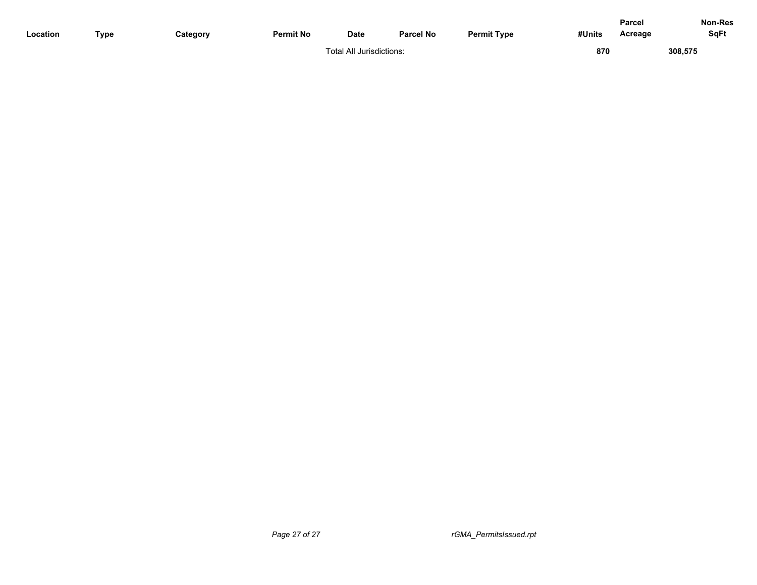| Location | Type | Category | Permit No | Date | Parcel No | Permit Type | #Units | Parcel Acreage | Non-Res SqFt |
|---|---|---|---|---|---|---|---|---|---|
| | | | | Total All Jurisdictions: | | | **870** | | **308,575** |